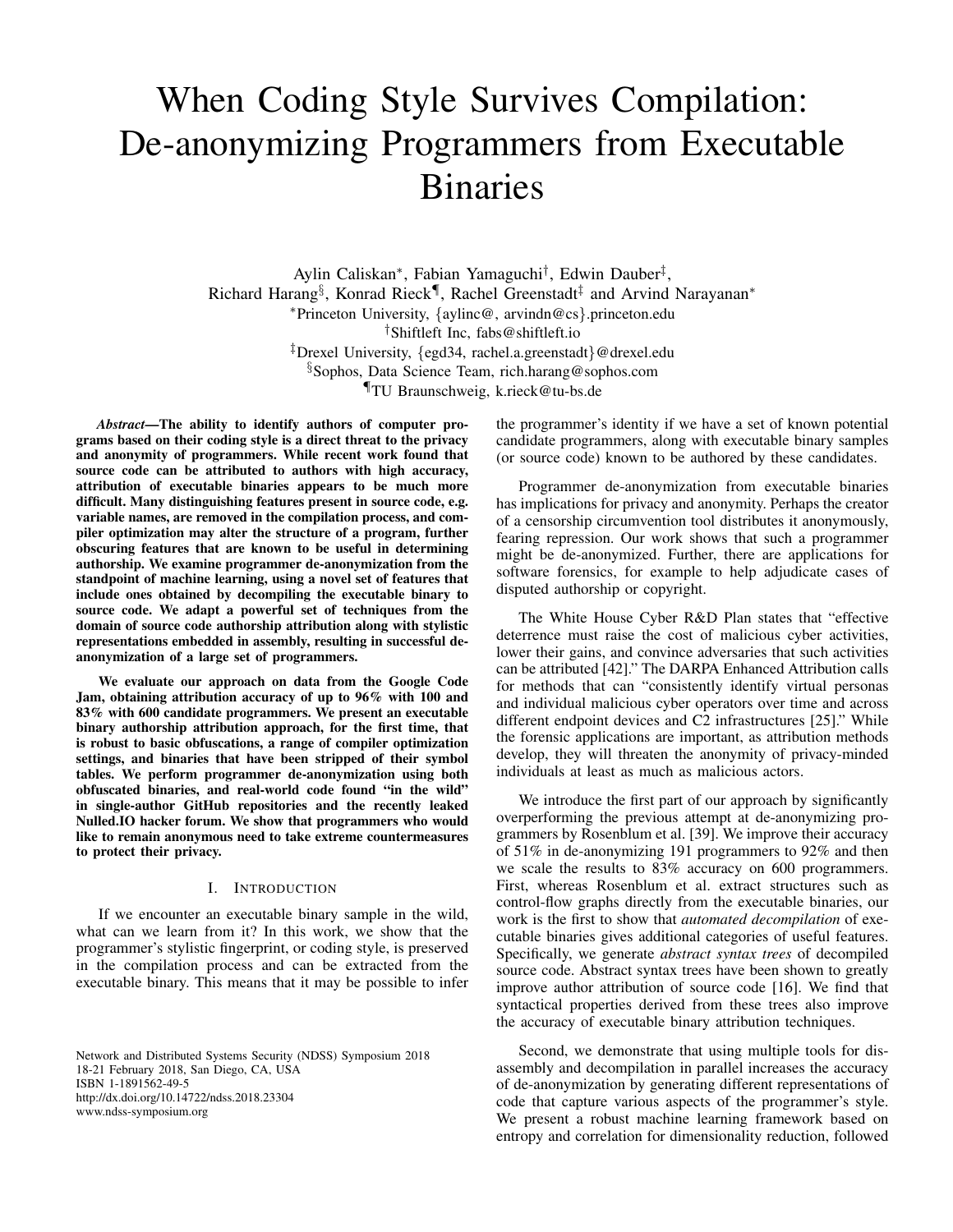# When Coding Style Survives Compilation: De-anonymizing Programmers from Executable Binaries

Aylin Caliskan*, Fabian Yamaguchi†, Edwin Dauber‡, Richard Harang§, Konrad Rieck¶, Rachel Greenstadt‡ and Arvind Narayanan*

*Princeton University, {aylinc@, arvindn@cs}.princeton.edu

†Shiftleft Inc, fabs@shiftleft.io

‡Drexel University, {egd34, rachel.a.greenstadt}@drexel.edu

§Sophos, Data Science Team, rich.harang@sophos.com

¶TU Braunschweig, k.rieck@tu-bs.de

***Abstract*—The ability to identify authors of computer programs based on their coding style is a direct threat to the privacy and anonymity of programmers. While recent work found that source code can be attributed to authors with high accuracy, attribution of executable binaries appears to be much more difficult. Many distinguishing features present in source code, e.g. variable names, are removed in the compilation process, and compiler optimization may alter the structure of a program, further obscuring features that are known to be useful in determining authorship. We examine programmer de-anonymization from the standpoint of machine learning, using a novel set of features that include ones obtained by decompiling the executable binary to source code. We adapt a powerful set of techniques from the domain of source code authorship attribution along with stylistic representations embedded in assembly, resulting in successful de-anonymization of a large set of programmers.**

**We evaluate our approach on data from the Google Code Jam, obtaining attribution accuracy of up to 96% with 100 and 83% with 600 candidate programmers. We present an executable binary authorship attribution approach, for the first time, that is robust to basic obfuscations, a range of compiler optimization settings, and binaries that have been stripped of their symbol tables. We perform programmer de-anonymization using both obfuscated binaries, and real-world code found "in the wild" in single-author GitHub repositories and the recently leaked Nulled.IO hacker forum. We show that programmers who would like to remain anonymous need to take extreme countermeasures to protect their privacy.**

## I. Introduction

If we encounter an executable binary sample in the wild, what can we learn from it? In this work, we show that the programmer's stylistic fingerprint, or coding style, is preserved in the compilation process and can be extracted from the executable binary. This means that it may be possible to infer the programmer's identity if we have a set of known potential candidate programmers, along with executable binary samples (or source code) known to be authored by these candidates.

Programmer de-anonymization from executable binaries has implications for privacy and anonymity. Perhaps the creator of a censorship circumvention tool distributes it anonymously, fearing repression. Our work shows that such a programmer might be de-anonymized. Further, there are applications for software forensics, for example to help adjudicate cases of disputed authorship or copyright.

The White House Cyber R&D Plan states that "effective deterrence must raise the cost of malicious cyber activities, lower their gains, and convince adversaries that such activities can be attributed [42]." The DARPA Enhanced Attribution calls for methods that can "consistently identify virtual personas and individual malicious cyber operators over time and across different endpoint devices and C2 infrastructures [25]." While the forensic applications are important, as attribution methods develop, they will threaten the anonymity of privacy-minded individuals at least as much as malicious actors.

We introduce the first part of our approach by significantly overperforming the previous attempt at de-anonymizing programmers by Rosenblum et al. [39]. We improve their accuracy of 51% in de-anonymizing 191 programmers to 92% and then we scale the results to 83% accuracy on 600 programmers. First, whereas Rosenblum et al. extract structures such as control-flow graphs directly from the executable binaries, our work is the first to show that *automated decompilation* of executable binaries gives additional categories of useful features. Specifically, we generate *abstract syntax trees* of decompiled source code. Abstract syntax trees have been shown to greatly improve author attribution of source code [16]. We find that syntactical properties derived from these trees also improve the accuracy of executable binary attribution techniques.

Second, we demonstrate that using multiple tools for disassembly and decompilation in parallel increases the accuracy of de-anonymization by generating different representations of code that capture various aspects of the programmer's style. We present a robust machine learning framework based on entropy and correlation for dimensionality reduction, followed

Network and Distributed Systems Security (NDSS) Symposium 2018
18-21 February 2018, San Diego, CA, USA
ISBN 1-1891562-49-5
http://dx.doi.org/10.14722/ndss.2018.23304
www.ndss-symposium.org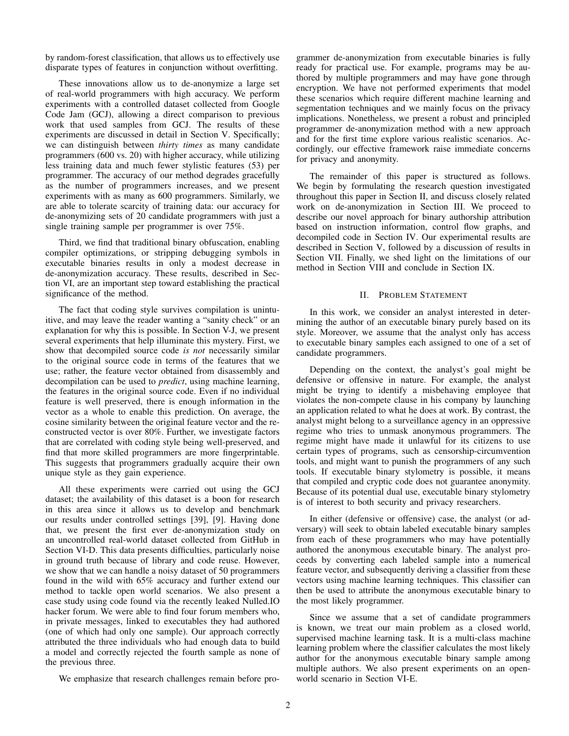by random-forest classification, that allows us to effectively use disparate types of features in conjunction without overfitting.

These innovations allow us to de-anonymize a large set of real-world programmers with high accuracy. We perform experiments with a controlled dataset collected from Google Code Jam (GCJ), allowing a direct comparison to previous work that used samples from GCJ. The results of these experiments are discussed in detail in Section V. Specifically; we can distinguish between *thirty times* as many candidate programmers (600 vs. 20) with higher accuracy, while utilizing less training data and much fewer stylistic features (53) per programmer. The accuracy of our method degrades gracefully as the number of programmers increases, and we present experiments with as many as 600 programmers. Similarly, we are able to tolerate scarcity of training data: our accuracy for de-anonymizing sets of 20 candidate programmers with just a single training sample per programmer is over 75%.

Third, we find that traditional binary obfuscation, enabling compiler optimizations, or stripping debugging symbols in executable binaries results in only a modest decrease in de-anonymization accuracy. These results, described in Section VI, are an important step toward establishing the practical significance of the method.

The fact that coding style survives compilation is unintuitive, and may leave the reader wanting a "sanity check" or an explanation for why this is possible. In Section V-J, we present several experiments that help illuminate this mystery. First, we show that decompiled source code *is not* necessarily similar to the original source code in terms of the features that we use; rather, the feature vector obtained from disassembly and decompilation can be used to *predict*, using machine learning, the features in the original source code. Even if no individual feature is well preserved, there is enough information in the vector as a whole to enable this prediction. On average, the cosine similarity between the original feature vector and the reconstructed vector is over 80%. Further, we investigate factors that are correlated with coding style being well-preserved, and find that more skilled programmers are more fingerprintable. This suggests that programmers gradually acquire their own unique style as they gain experience.

All these experiments were carried out using the GCJ dataset; the availability of this dataset is a boon for research in this area since it allows us to develop and benchmark our results under controlled settings [39], [9]. Having done that, we present the first ever de-anonymization study on an uncontrolled real-world dataset collected from GitHub in Section VI-D. This data presents difficulties, particularly noise in ground truth because of library and code reuse. However, we show that we can handle a noisy dataset of 50 programmers found in the wild with 65% accuracy and further extend our method to tackle open world scenarios. We also present a case study using code found via the recently leaked Nulled.IO hacker forum. We were able to find four forum members who, in private messages, linked to executables they had authored (one of which had only one sample). Our approach correctly attributed the three individuals who had enough data to build a model and correctly rejected the fourth sample as none of the previous three.

We emphasize that research challenges remain before programmer de-anonymization from executable binaries is fully ready for practical use. For example, programs may be authored by multiple programmers and may have gone through encryption. We have not performed experiments that model these scenarios which require different machine learning and segmentation techniques and we mainly focus on the privacy implications. Nonetheless, we present a robust and principled programmer de-anonymization method with a new approach and for the first time explore various realistic scenarios. Accordingly, our effective framework raise immediate concerns for privacy and anonymity.

The remainder of this paper is structured as follows. We begin by formulating the research question investigated throughout this paper in Section II, and discuss closely related work on de-anonymization in Section III. We proceed to describe our novel approach for binary authorship attribution based on instruction information, control flow graphs, and decompiled code in Section IV. Our experimental results are described in Section V, followed by a discussion of results in Section VII. Finally, we shed light on the limitations of our method in Section VIII and conclude in Section IX.

## II. Problem Statement

In this work, we consider an analyst interested in determining the author of an executable binary purely based on its style. Moreover, we assume that the analyst only has access to executable binary samples each assigned to one of a set of candidate programmers.

Depending on the context, the analyst's goal might be defensive or offensive in nature. For example, the analyst might be trying to identify a misbehaving employee that violates the non-compete clause in his company by launching an application related to what he does at work. By contrast, the analyst might belong to a surveillance agency in an oppressive regime who tries to unmask anonymous programmers. The regime might have made it unlawful for its citizens to use certain types of programs, such as censorship-circumvention tools, and might want to punish the programmers of any such tools. If executable binary stylometry is possible, it means that compiled and cryptic code does not guarantee anonymity. Because of its potential dual use, executable binary stylometry is of interest to both security and privacy researchers.

In either (defensive or offensive) case, the analyst (or adversary) will seek to obtain labeled executable binary samples from each of these programmers who may have potentially authored the anonymous executable binary. The analyst proceeds by converting each labeled sample into a numerical feature vector, and subsequently deriving a classifier from these vectors using machine learning techniques. This classifier can then be used to attribute the anonymous executable binary to the most likely programmer.

Since we assume that a set of candidate programmers is known, we treat our main problem as a closed world, supervised machine learning task. It is a multi-class machine learning problem where the classifier calculates the most likely author for the anonymous executable binary sample among multiple authors. We also present experiments on an open-world scenario in Section VI-E.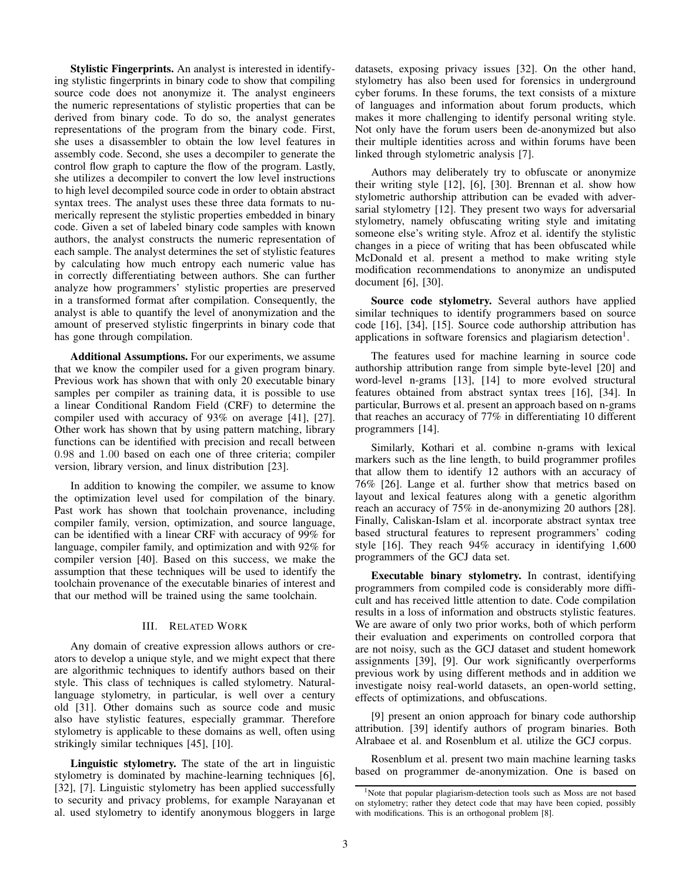**Stylistic Fingerprints.** An analyst is interested in identifying stylistic fingerprints in binary code to show that compiling source code does not anonymize it. The analyst engineers the numeric representations of stylistic properties that can be derived from binary code. To do so, the analyst generates representations of the program from the binary code. First, she uses a disassembler to obtain the low level features in assembly code. Second, she uses a decompiler to generate the control flow graph to capture the flow of the program. Lastly, she utilizes a decompiler to convert the low level instructions to high level decompiled source code in order to obtain abstract syntax trees. The analyst uses these three data formats to numerically represent the stylistic properties embedded in binary code. Given a set of labeled binary code samples with known authors, the analyst constructs the numeric representation of each sample. The analyst determines the set of stylistic features by calculating how much entropy each numeric value has in correctly differentiating between authors. She can further analyze how programmers' stylistic properties are preserved in a transformed format after compilation. Consequently, the analyst is able to quantify the level of anonymization and the amount of preserved stylistic fingerprints in binary code that has gone through compilation.

**Additional Assumptions.** For our experiments, we assume that we know the compiler used for a given program binary. Previous work has shown that with only 20 executable binary samples per compiler as training data, it is possible to use a linear Conditional Random Field (CRF) to determine the compiler used with accuracy of 93% on average [41], [27]. Other work has shown that by using pattern matching, library functions can be identified with precision and recall between 0.98 and 1.00 based on each one of three criteria; compiler version, library version, and linux distribution [23].

In addition to knowing the compiler, we assume to know the optimization level used for compilation of the binary. Past work has shown that toolchain provenance, including compiler family, version, optimization, and source language, can be identified with a linear CRF with accuracy of 99% for language, compiler family, and optimization and with 92% for compiler version [40]. Based on this success, we make the assumption that these techniques will be used to identify the toolchain provenance of the executable binaries of interest and that our method will be trained using the same toolchain.

## III. Related Work

Any domain of creative expression allows authors or creators to develop a unique style, and we might expect that there are algorithmic techniques to identify authors based on their style. This class of techniques is called stylometry. Natural-language stylometry, in particular, is well over a century old [31]. Other domains such as source code and music also have stylistic features, especially grammar. Therefore stylometry is applicable to these domains as well, often using strikingly similar techniques [45], [10].

**Linguistic stylometry.** The state of the art in linguistic stylometry is dominated by machine-learning techniques [6], [32], [7]. Linguistic stylometry has been applied successfully to security and privacy problems, for example Narayanan et al. used stylometry to identify anonymous bloggers in large datasets, exposing privacy issues [32]. On the other hand, stylometry has also been used for forensics in underground cyber forums. In these forums, the text consists of a mixture of languages and information about forum products, which makes it more challenging to identify personal writing style. Not only have the forum users been de-anonymized but also their multiple identities across and within forums have been linked through stylometric analysis [7].

Authors may deliberately try to obfuscate or anonymize their writing style [12], [6], [30]. Brennan et al. show how stylometric authorship attribution can be evaded with adversarial stylometry [12]. They present two ways for adversarial stylometry, namely obfuscating writing style and imitating someone else's writing style. Afroz et al. identify the stylistic changes in a piece of writing that has been obfuscated while McDonald et al. present a method to make writing style modification recommendations to anonymize an undisputed document [6], [30].

**Source code stylometry.** Several authors have applied similar techniques to identify programmers based on source code [16], [34], [15]. Source code authorship attribution has applications in software forensics and plagiarism detection[1].

The features used for machine learning in source code authorship attribution range from simple byte-level [20] and word-level n-grams [13], [14] to more evolved structural features obtained from abstract syntax trees [16], [34]. In particular, Burrows et al. present an approach based on n-grams that reaches an accuracy of 77% in differentiating 10 different programmers [14].

Similarly, Kothari et al. combine n-grams with lexical markers such as the line length, to build programmer profiles that allow them to identify 12 authors with an accuracy of 76% [26]. Lange et al. further show that metrics based on layout and lexical features along with a genetic algorithm reach an accuracy of 75% in de-anonymizing 20 authors [28]. Finally, Caliskan-Islam et al. incorporate abstract syntax tree based structural features to represent programmers' coding style [16]. They reach 94% accuracy in identifying 1,600 programmers of the GCJ data set.

**Executable binary stylometry.** In contrast, identifying programmers from compiled code is considerably more difficult and has received little attention to date. Code compilation results in a loss of information and obstructs stylistic features. We are aware of only two prior works, both of which perform their evaluation and experiments on controlled corpora that are not noisy, such as the GCJ dataset and student homework assignments [39], [9]. Our work significantly overperforms previous work by using different methods and in addition we investigate noisy real-world datasets, an open-world setting, effects of optimizations, and obfuscations.

[9] present an onion approach for binary code authorship attribution. [39] identify authors of program binaries. Both Alrabaee et al. and Rosenblum et al. utilize the GCJ corpus.

Rosenblum et al. present two main machine learning tasks based on programmer de-anonymization. One is based on

[1]Note that popular plagiarism-detection tools such as Moss are not based on stylometry; rather they detect code that may have been copied, possibly with modifications. This is an orthogonal problem [8].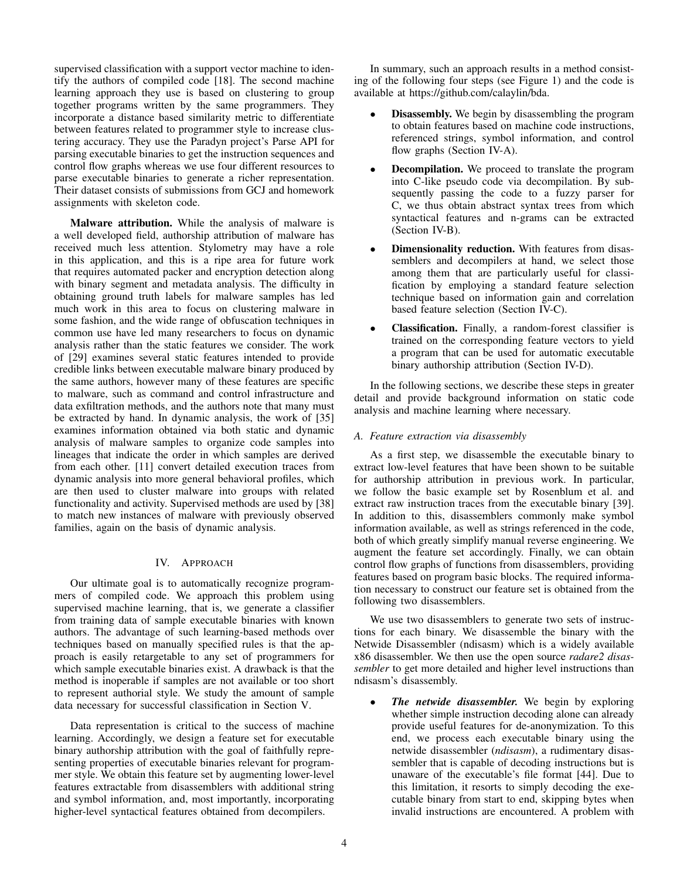supervised classification with a support vector machine to identify the authors of compiled code [18]. The second machine learning approach they use is based on clustering to group together programs written by the same programmers. They incorporate a distance based similarity metric to differentiate between features related to programmer style to increase clustering accuracy. They use the Paradyn project's Parse API for parsing executable binaries to get the instruction sequences and control flow graphs whereas we use four different resources to parse executable binaries to generate a richer representation. Their dataset consists of submissions from GCJ and homework assignments with skeleton code.

**Malware attribution.** While the analysis of malware is a well developed field, authorship attribution of malware has received much less attention. Stylometry may have a role in this application, and this is a ripe area for future work that requires automated packer and encryption detection along with binary segment and metadata analysis. The difficulty in obtaining ground truth labels for malware samples has led much work in this area to focus on clustering malware in some fashion, and the wide range of obfuscation techniques in common use have led many researchers to focus on dynamic analysis rather than the static features we consider. The work of [29] examines several static features intended to provide credible links between executable malware binary produced by the same authors, however many of these features are specific to malware, such as command and control infrastructure and data exfiltration methods, and the authors note that many must be extracted by hand. In dynamic analysis, the work of [35] examines information obtained via both static and dynamic analysis of malware samples to organize code samples into lineages that indicate the order in which samples are derived from each other. [11] convert detailed execution traces from dynamic analysis into more general behavioral profiles, which are then used to cluster malware into groups with related functionality and activity. Supervised methods are used by [38] to match new instances of malware with previously observed families, again on the basis of dynamic analysis.

## IV. Approach

Our ultimate goal is to automatically recognize programmers of compiled code. We approach this problem using supervised machine learning, that is, we generate a classifier from training data of sample executable binaries with known authors. The advantage of such learning-based methods over techniques based on manually specified rules is that the approach is easily retargetable to any set of programmers for which sample executable binaries exist. A drawback is that the method is inoperable if samples are not available or too short to represent authorial style. We study the amount of sample data necessary for successful classification in Section V.

Data representation is critical to the success of machine learning. Accordingly, we design a feature set for executable binary authorship attribution with the goal of faithfully representing properties of executable binaries relevant for programmer style. We obtain this feature set by augmenting lower-level features extractable from disassemblers with additional string and symbol information, and, most importantly, incorporating higher-level syntactical features obtained from decompilers.

In summary, such an approach results in a method consisting of the following four steps (see Figure 1) and the code is available at https://github.com/calaylin/bda.

- **Disassembly.** We begin by disassembling the program to obtain features based on machine code instructions, referenced strings, symbol information, and control flow graphs (Section IV-A).
- **Decompilation.** We proceed to translate the program into C-like pseudo code via decompilation. By subsequently passing the code to a fuzzy parser for C, we thus obtain abstract syntax trees from which syntactical features and n-grams can be extracted (Section IV-B).
- **Dimensionality reduction.** With features from disassemblers and decompilers at hand, we select those among them that are particularly useful for classification by employing a standard feature selection technique based on information gain and correlation based feature selection (Section IV-C).
- **Classification.** Finally, a random-forest classifier is trained on the corresponding feature vectors to yield a program that can be used for automatic executable binary authorship attribution (Section IV-D).

In the following sections, we describe these steps in greater detail and provide background information on static code analysis and machine learning where necessary.

### A. Feature extraction via disassembly

As a first step, we disassemble the executable binary to extract low-level features that have been shown to be suitable for authorship attribution in previous work. In particular, we follow the basic example set by Rosenblum et al. and extract raw instruction traces from the executable binary [39]. In addition to this, disassemblers commonly make symbol information available, as well as strings referenced in the code, both of which greatly simplify manual reverse engineering. We augment the feature set accordingly. Finally, we can obtain control flow graphs of functions from disassemblers, providing features based on program basic blocks. The required information necessary to construct our feature set is obtained from the following two disassemblers.

We use two disassemblers to generate two sets of instructions for each binary. We disassemble the binary with the Netwide Disassembler (ndisasm) which is a widely available x86 disassembler. We then use the open source *radare2 disassembler* to get more detailed and higher level instructions than ndisasm's disassembly.

- ***The netwide disassembler.*** We begin by exploring whether simple instruction decoding alone can already provide useful features for de-anonymization. To this end, we process each executable binary using the netwide disassembler (*ndisasm*), a rudimentary disassembler that is capable of decoding instructions but is unaware of the executable's file format [44]. Due to this limitation, it resorts to simply decoding the executable binary from start to end, skipping bytes when invalid instructions are encountered. A problem with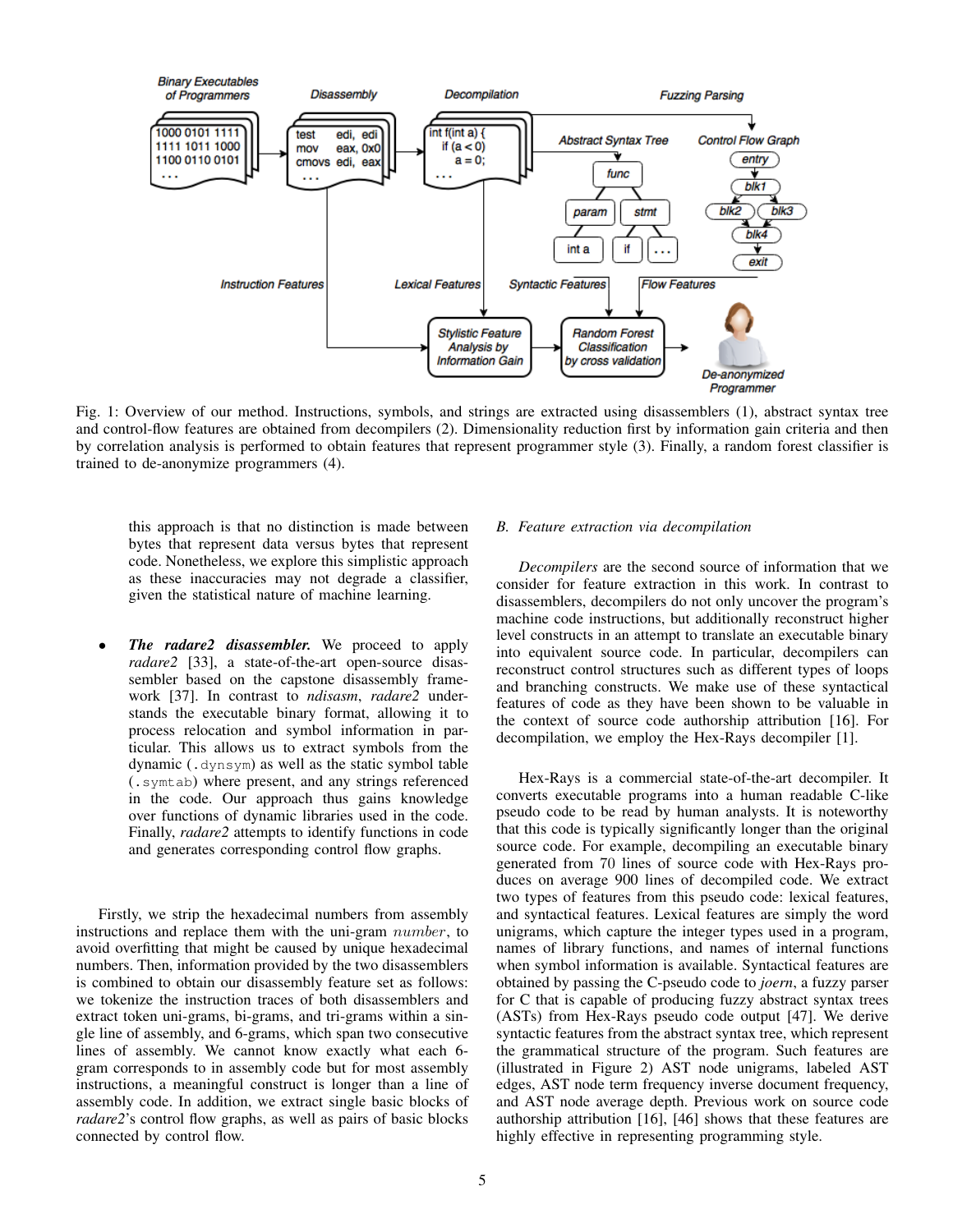Fig. 1: Overview of our method. Instructions, symbols, and strings are extracted using disassemblers (1), abstract syntax tree and control-flow features are obtained from decompilers (2). Dimensionality reduction first by information gain criteria and then by correlation analysis is performed to obtain features that represent programmer style (3). Finally, a random forest classifier is trained to de-anonymize programmers (4).

this approach is that no distinction is made between bytes that represent data versus bytes that represent code. Nonetheless, we explore this simplistic approach as these inaccuracies may not degrade a classifier, given the statistical nature of machine learning.

- ***The radare2 disassembler.*** We proceed to apply *radare2* [33], a state-of-the-art open-source disassembler based on the capstone disassembly framework [37]. In contrast to *ndisasm*, *radare2* understands the executable binary format, allowing it to process relocation and symbol information in particular. This allows us to extract symbols from the dynamic (`.dynsym`) as well as the static symbol table (`.symtab`) where present, and any strings referenced in the code. Our approach thus gains knowledge over functions of dynamic libraries used in the code. Finally, *radare2* attempts to identify functions in code and generates corresponding control flow graphs.

Firstly, we strip the hexadecimal numbers from assembly instructions and replace them with the uni-gram $number$, to avoid overfitting that might be caused by unique hexadecimal numbers. Then, information provided by the two disassemblers is combined to obtain our disassembly feature set as follows: we tokenize the instruction traces of both disassemblers and extract token uni-grams, bi-grams, and tri-grams within a single line of assembly, and 6-grams, which span two consecutive lines of assembly. We cannot know exactly what each 6-gram corresponds to in assembly code but for most assembly instructions, a meaningful construct is longer than a line of assembly code. In addition, we extract single basic blocks of *radare2*'s control flow graphs, as well as pairs of basic blocks connected by control flow.

### *B. Feature extraction via decompilation*

*Decompilers* are the second source of information that we consider for feature extraction in this work. In contrast to disassemblers, decompilers do not only uncover the program's machine code instructions, but additionally reconstruct higher level constructs in an attempt to translate an executable binary into equivalent source code. In particular, decompilers can reconstruct control structures such as different types of loops and branching constructs. We make use of these syntactical features of code as they have been shown to be valuable in the context of source code authorship attribution [16]. For decompilation, we employ the Hex-Rays decompiler [1].

Hex-Rays is a commercial state-of-the-art decompiler. It converts executable programs into a human readable C-like pseudo code to be read by human analysts. It is noteworthy that this code is typically significantly longer than the original source code. For example, decompiling an executable binary generated from 70 lines of source code with Hex-Rays produces on average 900 lines of decompiled code. We extract two types of features from this pseudo code: lexical features, and syntactical features. Lexical features are simply the word unigrams, which capture the integer types used in a program, names of library functions, and names of internal functions when symbol information is available. Syntactical features are obtained by passing the C-pseudo code to *joern*, a fuzzy parser for C that is capable of producing fuzzy abstract syntax trees (ASTs) from Hex-Rays pseudo code output [47]. We derive syntactic features from the abstract syntax tree, which represent the grammatical structure of the program. Such features are (illustrated in Figure 2) AST node unigrams, labeled AST edges, AST node term frequency inverse document frequency, and AST node average depth. Previous work on source code authorship attribution [16], [46] shows that these features are highly effective in representing programming style.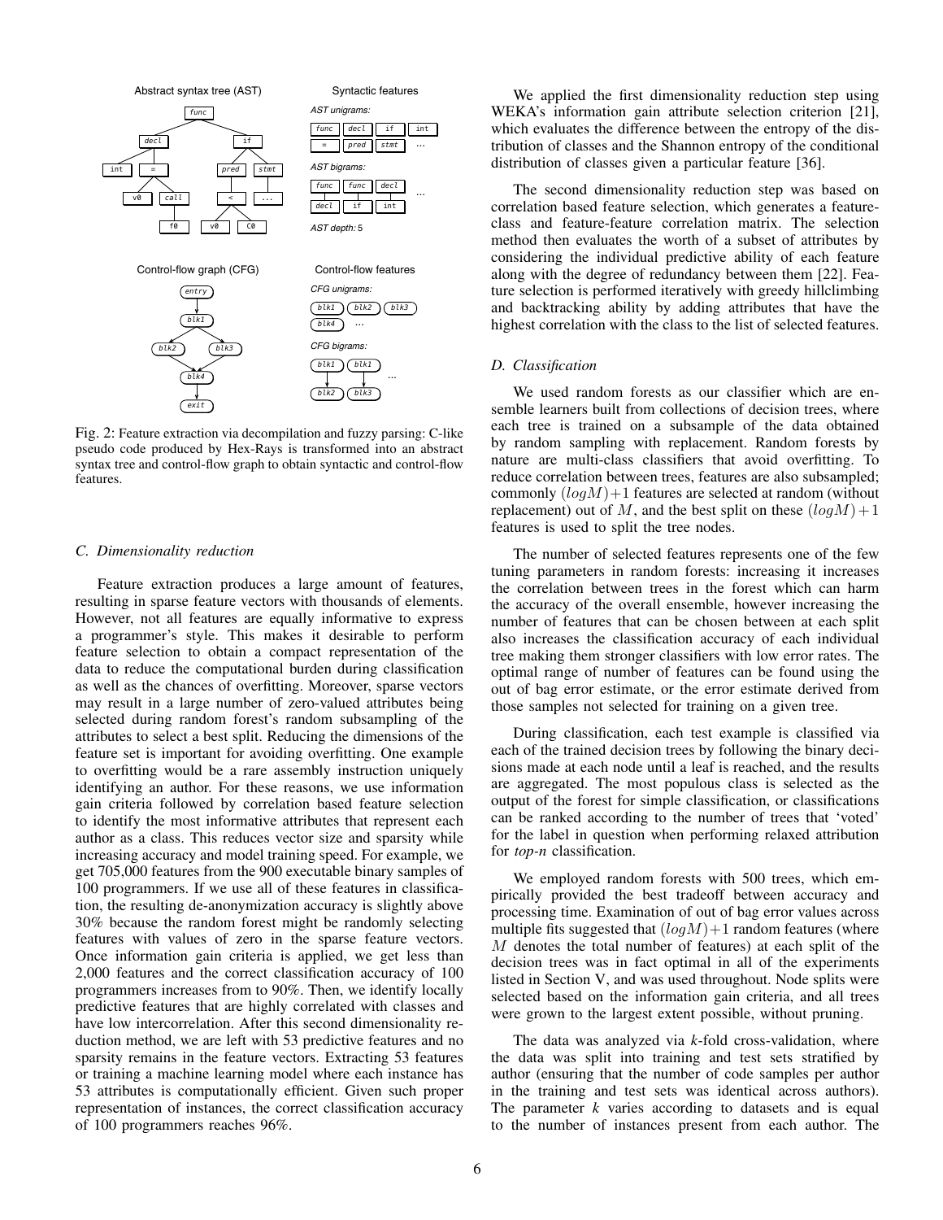Fig. 2: Feature extraction via decompilation and fuzzy parsing: C-like pseudo code produced by Hex-Rays is transformed into an abstract syntax tree and control-flow graph to obtain syntactic and control-flow features.

### C. Dimensionality reduction

Feature extraction produces a large amount of features, resulting in sparse feature vectors with thousands of elements. However, not all features are equally informative to express a programmer's style. This makes it desirable to perform feature selection to obtain a compact representation of the data to reduce the computational burden during classification as well as the chances of overfitting. Moreover, sparse vectors may result in a large number of zero-valued attributes being selected during random forest's random subsampling of the attributes to select a best split. Reducing the dimensions of the feature set is important for avoiding overfitting. One example to overfitting would be a rare assembly instruction uniquely identifying an author. For these reasons, we use information gain criteria followed by correlation based feature selection to identify the most informative attributes that represent each author as a class. This reduces vector size and sparsity while increasing accuracy and model training speed. For example, we get 705,000 features from the 900 executable binary samples of 100 programmers. If we use all of these features in classification, the resulting de-anonymization accuracy is slightly above 30% because the random forest might be randomly selecting features with values of zero in the sparse feature vectors. Once information gain criteria is applied, we get less than 2,000 features and the correct classification accuracy of 100 programmers increases from to 90%. Then, we identify locally predictive features that are highly correlated with classes and have low intercorrelation. After this second dimensionality reduction method, we are left with 53 predictive features and no sparsity remains in the feature vectors. Extracting 53 features or training a machine learning model where each instance has 53 attributes is computationally efficient. Given such proper representation of instances, the correct classification accuracy of 100 programmers reaches 96%.

We applied the first dimensionality reduction step using WEKA's information gain attribute selection criterion [21], which evaluates the difference between the entropy of the distribution of classes and the Shannon entropy of the conditional distribution of classes given a particular feature [36].

The second dimensionality reduction step was based on correlation based feature selection, which generates a feature-class and feature-feature correlation matrix. The selection method then evaluates the worth of a subset of attributes by considering the individual predictive ability of each feature along with the degree of redundancy between them [22]. Feature selection is performed iteratively with greedy hillclimbing and backtracking ability by adding attributes that have the highest correlation with the class to the list of selected features.

### D. Classification

We used random forests as our classifier which are ensemble learners built from collections of decision trees, where each tree is trained on a subsample of the data obtained by random sampling with replacement. Random forests by nature are multi-class classifiers that avoid overfitting. To reduce correlation between trees, features are also subsampled; commonly $(logM)+1$ features are selected at random (without replacement) out of $M$, and the best split on these $(logM)+1$ features is used to split the tree nodes.

The number of selected features represents one of the few tuning parameters in random forests: increasing it increases the correlation between trees in the forest which can harm the accuracy of the overall ensemble, however increasing the number of features that can be chosen between at each split also increases the classification accuracy of each individual tree making them stronger classifiers with low error rates. The optimal range of number of features can be found using the out of bag error estimate, or the error estimate derived from those samples not selected for training on a given tree.

During classification, each test example is classified via each of the trained decision trees by following the binary decisions made at each node until a leaf is reached, and the results are aggregated. The most populous class is selected as the output of the forest for simple classification, or classifications can be ranked according to the number of trees that 'voted' for the label in question when performing relaxed attribution for *top-n* classification.

We employed random forests with 500 trees, which empirically provided the best tradeoff between accuracy and processing time. Examination of out of bag error values across multiple fits suggested that $(logM)+1$ random features (where $M$ denotes the total number of features) at each split of the decision trees was in fact optimal in all of the experiments listed in Section V, and was used throughout. Node splits were selected based on the information gain criteria, and all trees were grown to the largest extent possible, without pruning.

The data was analyzed via *k*-fold cross-validation, where the data was split into training and test sets stratified by author (ensuring that the number of code samples per author in the training and test sets was identical across authors). The parameter *k* varies according to datasets and is equal to the number of instances present from each author. The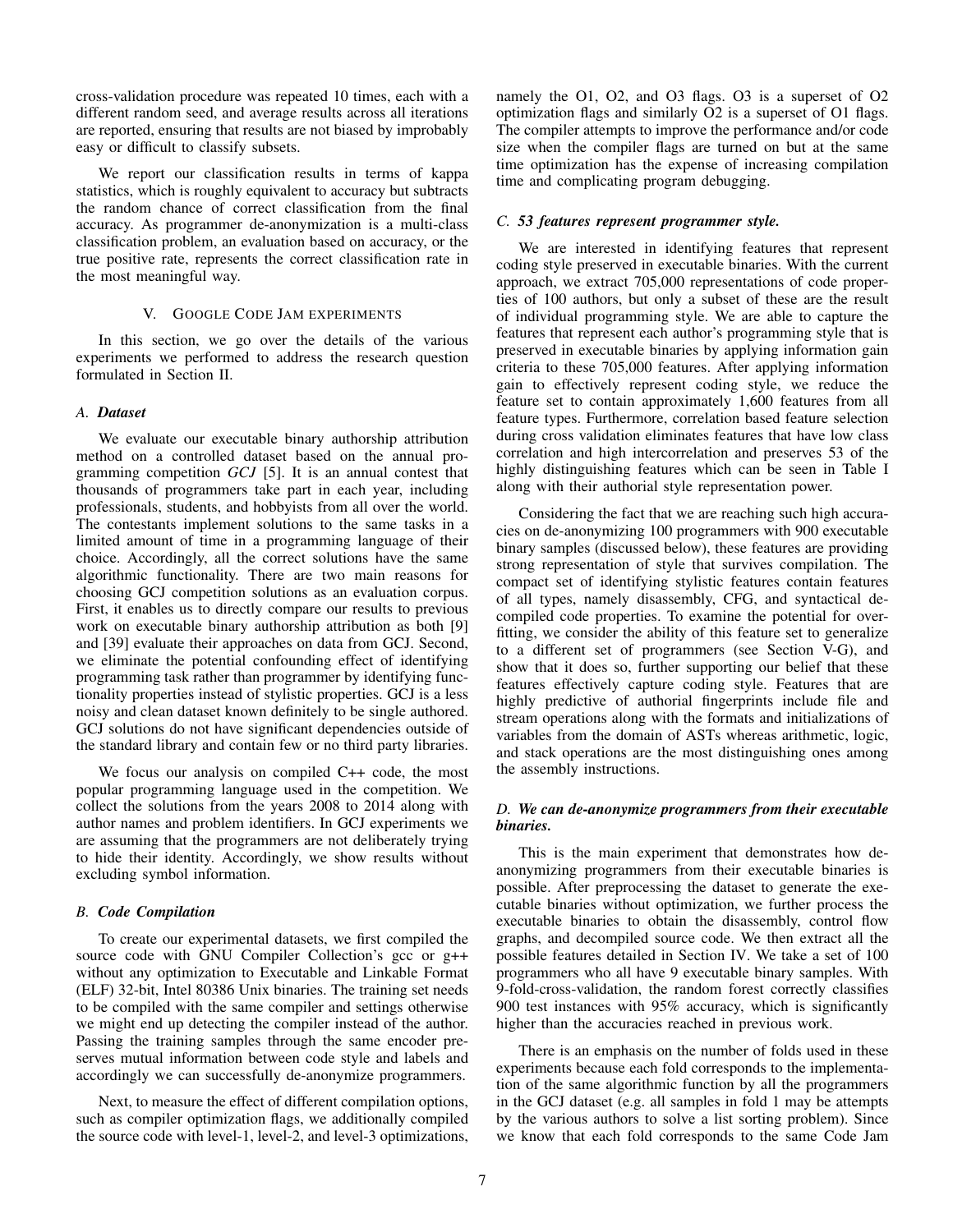cross-validation procedure was repeated 10 times, each with a different random seed, and average results across all iterations are reported, ensuring that results are not biased by improbably easy or difficult to classify subsets.

We report our classification results in terms of kappa statistics, which is roughly equivalent to accuracy but subtracts the random chance of correct classification from the final accuracy. As programmer de-anonymization is a multi-class classification problem, an evaluation based on accuracy, or the true positive rate, represents the correct classification rate in the most meaningful way.

## V. Google Code Jam experiments

In this section, we go over the details of the various experiments we performed to address the research question formulated in Section II.

### A. *Dataset*

We evaluate our executable binary authorship attribution method on a controlled dataset based on the annual programming competition *GCJ* [5]. It is an annual contest that thousands of programmers take part in each year, including professionals, students, and hobbyists from all over the world. The contestants implement solutions to the same tasks in a limited amount of time in a programming language of their choice. Accordingly, all the correct solutions have the same algorithmic functionality. There are two main reasons for choosing GCJ competition solutions as an evaluation corpus. First, it enables us to directly compare our results to previous work on executable binary authorship attribution as both [9] and [39] evaluate their approaches on data from GCJ. Second, we eliminate the potential confounding effect of identifying programming task rather than programmer by identifying functionality properties instead of stylistic properties. GCJ is a less noisy and clean dataset known definitely to be single authored. GCJ solutions do not have significant dependencies outside of the standard library and contain few or no third party libraries.

We focus our analysis on compiled C++ code, the most popular programming language used in the competition. We collect the solutions from the years 2008 to 2014 along with author names and problem identifiers. In GCJ experiments we are assuming that the programmers are not deliberately trying to hide their identity. Accordingly, we show results without excluding symbol information.

### B. *Code Compilation*

To create our experimental datasets, we first compiled the source code with GNU Compiler Collection's gcc or g++ without any optimization to Executable and Linkable Format (ELF) 32-bit, Intel 80386 Unix binaries. The training set needs to be compiled with the same compiler and settings otherwise we might end up detecting the compiler instead of the author. Passing the training samples through the same encoder preserves mutual information between code style and labels and accordingly we can successfully de-anonymize programmers.

Next, to measure the effect of different compilation options, such as compiler optimization flags, we additionally compiled the source code with level-1, level-2, and level-3 optimizations, namely the O1, O2, and O3 flags. O3 is a superset of O2 optimization flags and similarly O2 is a superset of O1 flags. The compiler attempts to improve the performance and/or code size when the compiler flags are turned on but at the same time optimization has the expense of increasing compilation time and complicating program debugging.

### C. *53 features represent programmer style.*

We are interested in identifying features that represent coding style preserved in executable binaries. With the current approach, we extract 705,000 representations of code properties of 100 authors, but only a subset of these are the result of individual programming style. We are able to capture the features that represent each author's programming style that is preserved in executable binaries by applying information gain criteria to these 705,000 features. After applying information gain to effectively represent coding style, we reduce the feature set to contain approximately 1,600 features from all feature types. Furthermore, correlation based feature selection during cross validation eliminates features that have low class correlation and high intercorrelation and preserves 53 of the highly distinguishing features which can be seen in Table I along with their authorial style representation power.

Considering the fact that we are reaching such high accuracies on de-anonymizing 100 programmers with 900 executable binary samples (discussed below), these features are providing strong representation of style that survives compilation. The compact set of identifying stylistic features contain features of all types, namely disassembly, CFG, and syntactical decompiled code properties. To examine the potential for overfitting, we consider the ability of this feature set to generalize to a different set of programmers (see Section V-G), and show that it does so, further supporting our belief that these features effectively capture coding style. Features that are highly predictive of authorial fingerprints include file and stream operations along with the formats and initializations of variables from the domain of ASTs whereas arithmetic, logic, and stack operations are the most distinguishing ones among the assembly instructions.

### D. *We can de-anonymize programmers from their executable binaries.*

This is the main experiment that demonstrates how de-anonymizing programmers from their executable binaries is possible. After preprocessing the dataset to generate the executable binaries without optimization, we further process the executable binaries to obtain the disassembly, control flow graphs, and decompiled source code. We then extract all the possible features detailed in Section IV. We take a set of 100 programmers who all have 9 executable binary samples. With 9-fold-cross-validation, the random forest correctly classifies 900 test instances with 95% accuracy, which is significantly higher than the accuracies reached in previous work.

There is an emphasis on the number of folds used in these experiments because each fold corresponds to the implementation of the same algorithmic function by all the programmers in the GCJ dataset (e.g. all samples in fold 1 may be attempts by the various authors to solve a list sorting problem). Since we know that each fold corresponds to the same Code Jam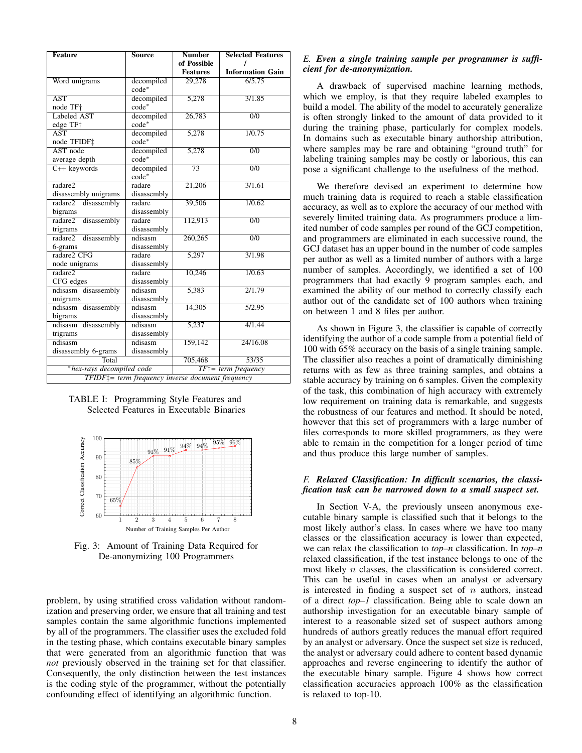| Feature | Source | Number of Possible Features | Selected Features / Information Gain |
|---|---|---|---|
| Word unigrams | decompiled code* | 29,278 | 6/5.75 |
| AST node TF† | decompiled code* | 5,278 | 3/1.85 |
| Labeled AST edge TF† | decompiled code* | 26,783 | 0/0 |
| AST node TFIDF‡ | decompiled code* | 5,278 | 1/0.75 |
| AST node average depth | decompiled code* | 5,278 | 0/0 |
| C++ keywords | decompiled code* | 73 | 0/0 |
| radare2 disassembly unigrams | radare disassembly | 21,206 | 3/1.61 |
| radare2 disassembly bigrams | radare disassembly | 39,506 | 1/0.62 |
| radare2 disassembly trigrams | radare disassembly | 112,913 | 0/0 |
| radare2 disassembly 6-grams | ndisasm disassembly | 260,265 | 0/0 |
| radare2 CFG node unigrams | radare disassembly | 5,297 | 3/1.98 |
| radare2 CFG edges | radare disassembly | 10,246 | 1/0.63 |
| ndisasm disassembly unigrams | ndisasm disassembly | 5,383 | 2/1.79 |
| ndisasm disassembly bigrams | ndisasm disassembly | 14,305 | 5/2.95 |
| ndisasm disassembly trigrams | ndisasm disassembly | 5,237 | 4/1.44 |
| ndisasm disassembly 6-grams | ndisasm disassembly | 159,142 | 24/16.08 |
| Total | | 705,468 | 53/35 |
| *hex-rays decompiled code* | | *TF†= term frequency* | |
| *TFIDF‡= term frequency inverse document frequency* | | | |

TABLE I: Programming Style Features and Selected Features in Executable Binaries

Fig. 3: Amount of Training Data Required for De-anonymizing 100 Programmers

problem, by using stratified cross validation without randomization and preserving order, we ensure that all training and test samples contain the same algorithmic functions implemented by all of the programmers. The classifier uses the excluded fold in the testing phase, which contains executable binary samples that were generated from an algorithmic function that was *not* previously observed in the training set for that classifier. Consequently, the only distinction between the test instances is the coding style of the programmer, without the potentially confounding effect of identifying an algorithmic function.

### E. *Even a single training sample per programmer is sufficient for de-anonymization.*

A drawback of supervised machine learning methods, which we employ, is that they require labeled examples to build a model. The ability of the model to accurately generalize is often strongly linked to the amount of data provided to it during the training phase, particularly for complex models. In domains such as executable binary authorship attribution, where samples may be rare and obtaining "ground truth" for labeling training samples may be costly or laborious, this can pose a significant challenge to the usefulness of the method.

We therefore devised an experiment to determine how much training data is required to reach a stable classification accuracy, as well as to explore the accuracy of our method with severely limited training data. As programmers produce a limited number of code samples per round of the GCJ competition, and programmers are eliminated in each successive round, the GCJ dataset has an upper bound in the number of code samples per author as well as a limited number of authors with a large number of samples. Accordingly, we identified a set of 100 programmers that had exactly 9 program samples each, and examined the ability of our method to correctly classify each author out of the candidate set of 100 authors when training on between 1 and 8 files per author.

As shown in Figure 3, the classifier is capable of correctly identifying the author of a code sample from a potential field of 100 with 65% accuracy on the basis of a single training sample. The classifier also reaches a point of dramatically diminishing returns with as few as three training samples, and obtains a stable accuracy by training on 6 samples. Given the complexity of the task, this combination of high accuracy with extremely low requirement on training data is remarkable, and suggests the robustness of our features and method. It should be noted, however that this set of programmers with a large number of files corresponds to more skilled programmers, as they were able to remain in the competition for a longer period of time and thus produce this large number of samples.

### F. *Relaxed Classification: In difficult scenarios, the classification task can be narrowed down to a small suspect set.*

In Section V-A, the previously unseen anonymous executable binary sample is classified such that it belongs to the most likely author's class. In cases where we have too many classes or the classification accuracy is lower than expected, we can relax the classification to *top–n* classification. In *top–n* relaxed classification, if the test instance belongs to one of the most likely $n$ classes, the classification is considered correct. This can be useful in cases when an analyst or adversary is interested in finding a suspect set of $n$ authors, instead of a direct *top–1* classification. Being able to scale down an authorship investigation for an executable binary sample of interest to a reasonable sized set of suspect authors among hundreds of authors greatly reduces the manual effort required by an analyst or adversary. Once the suspect set size is reduced, the analyst or adversary could adhere to content based dynamic approaches and reverse engineering to identify the author of the executable binary sample. Figure 4 shows how correct classification accuracies approach 100% as the classification is relaxed to top-10.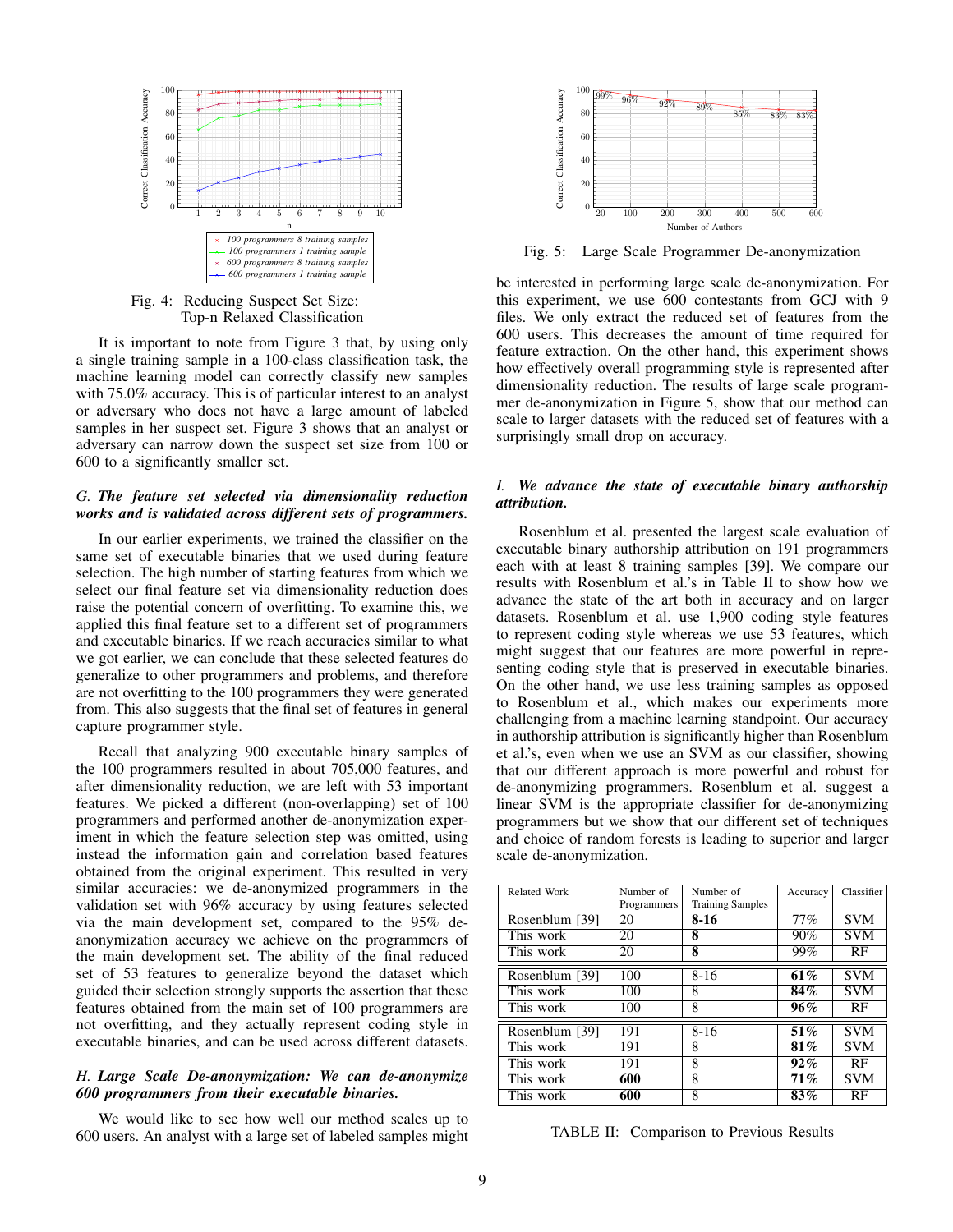Fig. 4: Reducing Suspect Set Size: Top-n Relaxed Classification

It is important to note from Figure 3 that, by using only a single training sample in a 100-class classification task, the machine learning model can correctly classify new samples with 75.0% accuracy. This is of particular interest to an analyst or adversary who does not have a large amount of labeled samples in her suspect set. Figure 3 shows that an analyst or adversary can narrow down the suspect set size from 100 or 600 to a significantly smaller set.

### *G. The feature set selected via dimensionality reduction works and is validated across different sets of programmers.*

In our earlier experiments, we trained the classifier on the same set of executable binaries that we used during feature selection. The high number of starting features from which we select our final feature set via dimensionality reduction does raise the potential concern of overfitting. To examine this, we applied this final feature set to a different set of programmers and executable binaries. If we reach accuracies similar to what we got earlier, we can conclude that these selected features do generalize to other programmers and problems, and therefore are not overfitting to the 100 programmers they were generated from. This also suggests that the final set of features in general capture programmer style.

Recall that analyzing 900 executable binary samples of the 100 programmers resulted in about 705,000 features, and after dimensionality reduction, we are left with 53 important features. We picked a different (non-overlapping) set of 100 programmers and performed another de-anonymization experiment in which the feature selection step was omitted, using instead the information gain and correlation based features obtained from the original experiment. This resulted in very similar accuracies: we de-anonymized programmers in the validation set with 96% accuracy by using features selected via the main development set, compared to the 95% de-anonymization accuracy we achieve on the programmers of the main development set. The ability of the final reduced set of 53 features to generalize beyond the dataset which guided their selection strongly supports the assertion that these features obtained from the main set of 100 programmers are not overfitting, and they actually represent coding style in executable binaries, and can be used across different datasets.

### *H. Large Scale De-anonymization: We can de-anonymize 600 programmers from their executable binaries.*

We would like to see how well our method scales up to 600 users. An analyst with a large set of labeled samples might be interested in performing large scale de-anonymization. For this experiment, we use 600 contestants from GCJ with 9 files. We only extract the reduced set of features from the 600 users. This decreases the amount of time required for feature extraction. On the other hand, this experiment shows how effectively overall programming style is represented after dimensionality reduction. The results of large scale programmer de-anonymization in Figure 5, show that our method can scale to larger datasets with the reduced set of features with a surprisingly small drop on accuracy.

Fig. 5: Large Scale Programmer De-anonymization

### *I. We advance the state of executable binary authorship attribution.*

Rosenblum et al. presented the largest scale evaluation of executable binary authorship attribution on 191 programmers each with at least 8 training samples [39]. We compare our results with Rosenblum et al.'s in Table II to show how we advance the state of the art both in accuracy and on larger datasets. Rosenblum et al. use 1,900 coding style features to represent coding style whereas we use 53 features, which might suggest that our features are more powerful in representing coding style that is preserved in executable binaries. On the other hand, we use less training samples as opposed to Rosenblum et al., which makes our experiments more challenging from a machine learning standpoint. Our accuracy in authorship attribution is significantly higher than Rosenblum et al.'s, even when we use an SVM as our classifier, showing that our different approach is more powerful and robust for de-anonymizing programmers. Rosenblum et al. suggest a linear SVM is the appropriate classifier for de-anonymizing programmers but we show that our different set of techniques and choice of random forests is leading to superior and larger scale de-anonymization.

| Related Work | Number of Programmers | Number of Training Samples | Accuracy | Classifier |
|---|---|---|---|---|
| Rosenblum [39] | 20 | **8-16** | 77% | SVM |
| This work | 20 | **8** | 90% | SVM |
| This work | 20 | **8** | 99% | RF |
| Rosenblum [39] | 100 | 8-16 | **61%** | SVM |
| This work | 100 | 8 | **84%** | SVM |
| This work | 100 | 8 | **96%** | RF |
| Rosenblum [39] | 191 | 8-16 | **51%** | SVM |
| This work | 191 | 8 | **81%** | SVM |
| This work | 191 | 8 | **92%** | RF |
| This work | **600** | 8 | **71%** | SVM |
| This work | **600** | 8 | **83%** | RF |

TABLE II: Comparison to Previous Results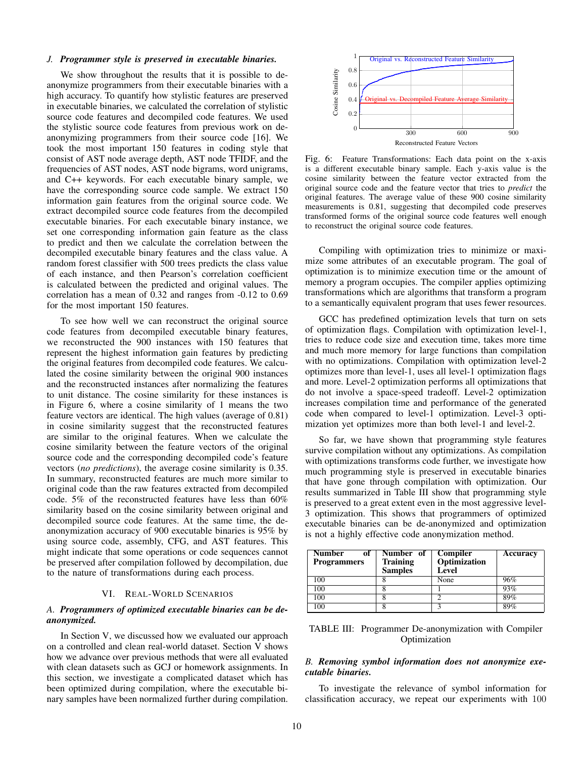### J. *Programmer style is preserved in executable binaries.*

We show throughout the results that it is possible to de-anonymize programmers from their executable binaries with a high accuracy. To quantify how stylistic features are preserved in executable binaries, we calculated the correlation of stylistic source code features and decompiled code features. We used the stylistic source code features from previous work on de-anonymizing programmers from their source code [16]. We took the most important 150 features in coding style that consist of AST node average depth, AST node TFIDF, and the frequencies of AST nodes, AST node bigrams, word unigrams, and C++ keywords. For each executable binary sample, we have the corresponding source code sample. We extract 150 information gain features from the original source code. We extract decompiled source code features from the decompiled executable binaries. For each executable binary instance, we set one corresponding information gain feature as the class to predict and then we calculate the correlation between the decompiled executable binary features and the class value. A random forest classifier with 500 trees predicts the class value of each instance, and then Pearson's correlation coefficient is calculated between the predicted and original values. The correlation has a mean of 0.32 and ranges from -0.12 to 0.69 for the most important 150 features.

To see how well we can reconstruct the original source code features from decompiled executable binary features, we reconstructed the 900 instances with 150 features that represent the highest information gain features by predicting the original features from decompiled code features. We calculated the cosine similarity between the original 900 instances and the reconstructed instances after normalizing the features to unit distance. The cosine similarity for these instances is in Figure 6, where a cosine similarity of 1 means the two feature vectors are identical. The high values (average of 0.81) in cosine similarity suggest that the reconstructed features are similar to the original features. When we calculate the cosine similarity between the feature vectors of the original source code and the corresponding decompiled code's feature vectors (*no predictions*), the average cosine similarity is 0.35. In summary, reconstructed features are much more similar to original code than the raw features extracted from decompiled code. 5% of the reconstructed features have less than 60% similarity based on the cosine similarity between original and decompiled source code features. At the same time, the de-anonymization accuracy of 900 executable binaries is 95% by using source code, assembly, CFG, and AST features. This might indicate that some operations or code sequences cannot be preserved after compilation followed by decompilation, due to the nature of transformations during each process.

Fig. 6: Feature Transformations: Each data point on the x-axis is a different executable binary sample. Each y-axis value is the cosine similarity between the feature vector extracted from the original source code and the feature vector that tries to *predict* the original features. The average value of these 900 cosine similarity measurements is 0.81, suggesting that decompiled code preserves transformed forms of the original source code features well enough to reconstruct the original source code features.

## VI. Real-World Scenarios

### A. *Programmers of optimized executable binaries can be de-anonymized.*

In Section V, we discussed how we evaluated our approach on a controlled and clean real-world dataset. Section V shows how we advance over previous methods that were all evaluated with clean datasets such as GCJ or homework assignments. In this section, we investigate a complicated dataset which has been optimized during compilation, where the executable binary samples have been normalized further during compilation.

Compiling with optimization tries to minimize or maximize some attributes of an executable program. The goal of optimization is to minimize execution time or the amount of memory a program occupies. The compiler applies optimizing transformations which are algorithms that transform a program to a semantically equivalent program that uses fewer resources.

GCC has predefined optimization levels that turn on sets of optimization flags. Compilation with optimization level-1, tries to reduce code size and execution time, takes more time and much more memory for large functions than compilation with no optimizations. Compilation with optimization level-2 optimizes more than level-1, uses all level-1 optimization flags and more. Level-2 optimization performs all optimizations that do not involve a space-speed tradeoff. Level-2 optimization increases compilation time and performance of the generated code when compared to level-1 optimization. Level-3 optimization yet optimizes more than both level-1 and level-2.

So far, we have shown that programming style features survive compilation without any optimizations. As compilation with optimizations transforms code further, we investigate how much programming style is preserved in executable binaries that have gone through compilation with optimization. Our results summarized in Table III show that programming style is preserved to a great extent even in the most aggressive level-3 optimization. This shows that programmers of optimized executable binaries can be de-anonymized and optimization is not a highly effective code anonymization method.

| Number of Programmers | Number of Training Samples | Compiler Optimization Level | Accuracy |
|---|---|---|---|
| 100 | 8 | None | 96% |
| 100 | 8 | 1 | 93% |
| 100 | 8 | 2 | 89% |
| 100 | 8 | 3 | 89% |

TABLE III: Programmer De-anonymization with Compiler Optimization

### B. *Removing symbol information does not anonymize executable binaries.*

To investigate the relevance of symbol information for classification accuracy, we repeat our experiments with 100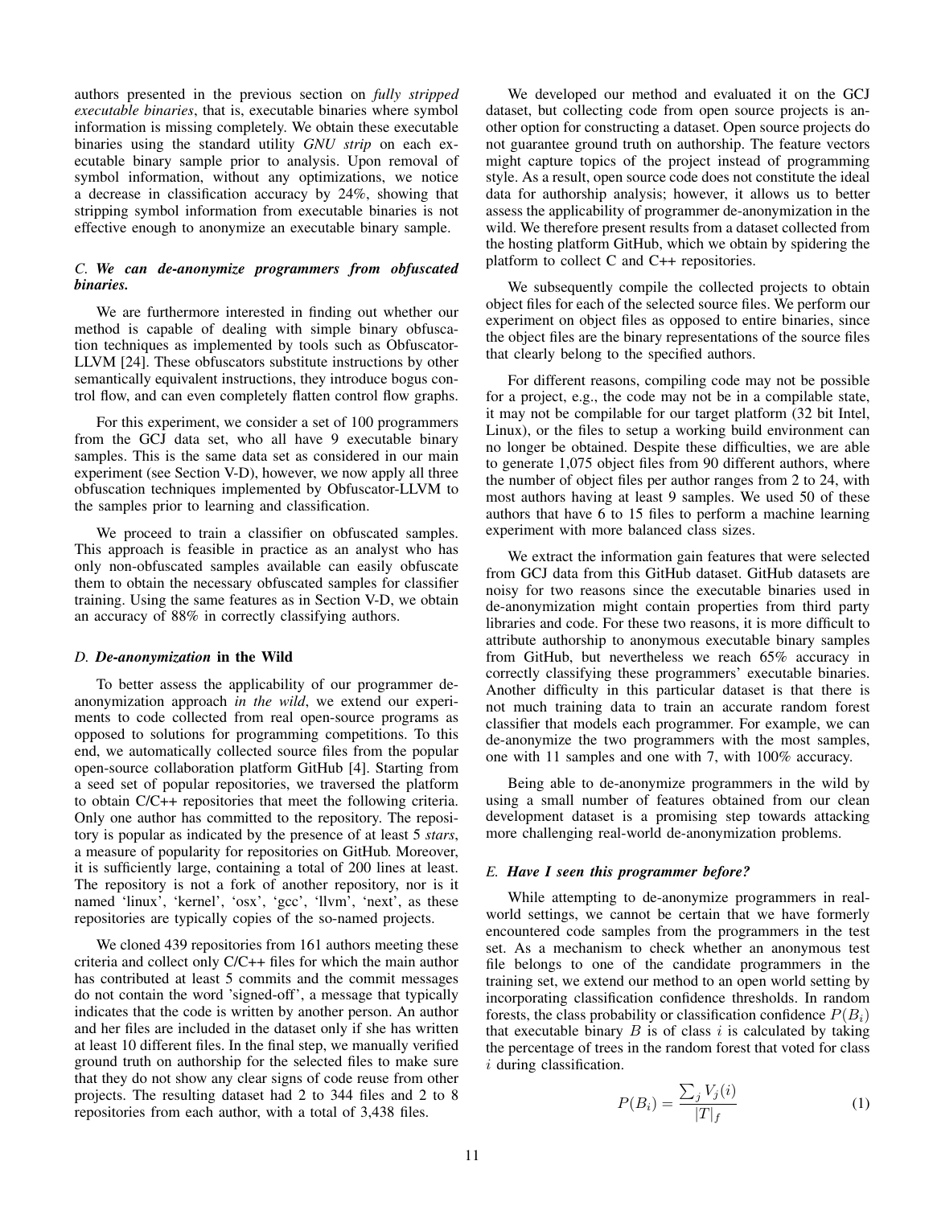authors presented in the previous section on *fully stripped executable binaries*, that is, executable binaries where symbol information is missing completely. We obtain these executable binaries using the standard utility *GNU strip* on each executable binary sample prior to analysis. Upon removal of symbol information, without any optimizations, we notice a decrease in classification accuracy by 24%, showing that stripping symbol information from executable binaries is not effective enough to anonymize an executable binary sample.

### C. *We can de-anonymize programmers from obfuscated binaries.*

We are furthermore interested in finding out whether our method is capable of dealing with simple binary obfuscation techniques as implemented by tools such as Obfuscator-LLVM [24]. These obfuscators substitute instructions by other semantically equivalent instructions, they introduce bogus control flow, and can even completely flatten control flow graphs.

For this experiment, we consider a set of 100 programmers from the GCJ data set, who all have 9 executable binary samples. This is the same data set as considered in our main experiment (see Section V-D), however, we now apply all three obfuscation techniques implemented by Obfuscator-LLVM to the samples prior to learning and classification.

We proceed to train a classifier on obfuscated samples. This approach is feasible in practice as an analyst who has only non-obfuscated samples available can easily obfuscate them to obtain the necessary obfuscated samples for classifier training. Using the same features as in Section V-D, we obtain an accuracy of 88% in correctly classifying authors.

### D. *De-anonymization* in the Wild

To better assess the applicability of our programmer de-anonymization approach *in the wild*, we extend our experiments to code collected from real open-source programs as opposed to solutions for programming competitions. To this end, we automatically collected source files from the popular open-source collaboration platform GitHub [4]. Starting from a seed set of popular repositories, we traversed the platform to obtain C/C++ repositories that meet the following criteria. Only one author has committed to the repository. The repository is popular as indicated by the presence of at least 5 *stars*, a measure of popularity for repositories on GitHub. Moreover, it is sufficiently large, containing a total of 200 lines at least. The repository is not a fork of another repository, nor is it named 'linux', 'kernel', 'osx', 'gcc', 'llvm', 'next', as these repositories are typically copies of the so-named projects.

We cloned 439 repositories from 161 authors meeting these criteria and collect only C/C++ files for which the main author has contributed at least 5 commits and the commit messages do not contain the word 'signed-off', a message that typically indicates that the code is written by another person. An author and her files are included in the dataset only if she has written at least 10 different files. In the final step, we manually verified ground truth on authorship for the selected files to make sure that they do not show any clear signs of code reuse from other projects. The resulting dataset had 2 to 344 files and 2 to 8 repositories from each author, with a total of 3,438 files.

We developed our method and evaluated it on the GCJ dataset, but collecting code from open source projects is another option for constructing a dataset. Open source projects do not guarantee ground truth on authorship. The feature vectors might capture topics of the project instead of programming style. As a result, open source code does not constitute the ideal data for authorship analysis; however, it allows us to better assess the applicability of programmer de-anonymization in the wild. We therefore present results from a dataset collected from the hosting platform GitHub, which we obtain by spidering the platform to collect C and C++ repositories.

We subsequently compile the collected projects to obtain object files for each of the selected source files. We perform our experiment on object files as opposed to entire binaries, since the object files are the binary representations of the source files that clearly belong to the specified authors.

For different reasons, compiling code may not be possible for a project, e.g., the code may not be in a compilable state, it may not be compilable for our target platform (32 bit Intel, Linux), or the files to setup a working build environment can no longer be obtained. Despite these difficulties, we are able to generate 1,075 object files from 90 different authors, where the number of object files per author ranges from 2 to 24, with most authors having at least 9 samples. We used 50 of these authors that have 6 to 15 files to perform a machine learning experiment with more balanced class sizes.

We extract the information gain features that were selected from GCJ data from this GitHub dataset. GitHub datasets are noisy for two reasons since the executable binaries used in de-anonymization might contain properties from third party libraries and code. For these two reasons, it is more difficult to attribute authorship to anonymous executable binary samples from GitHub, but nevertheless we reach 65% accuracy in correctly classifying these programmers' executable binaries. Another difficulty in this particular dataset is that there is not much training data to train an accurate random forest classifier that models each programmer. For example, we can de-anonymize the two programmers with the most samples, one with 11 samples and one with 7, with 100% accuracy.

Being able to de-anonymize programmers in the wild by using a small number of features obtained from our clean development dataset is a promising step towards attacking more challenging real-world de-anonymization problems.

### E. *Have I seen this programmer before?*

While attempting to de-anonymize programmers in real-world settings, we cannot be certain that we have formerly encountered code samples from the programmers in the test set. As a mechanism to check whether an anonymous test file belongs to one of the candidate programmers in the training set, we extend our method to an open world setting by incorporating classification confidence thresholds. In random forests, the class probability or classification confidence $P(B_i)$ that executable binary $B$ is of class $i$ is calculated by taking the percentage of trees in the random forest that voted for class $i$ during classification.

$$P(B_i) = \frac{\sum_j V_j(i)}{|T|_f} \tag{1}$$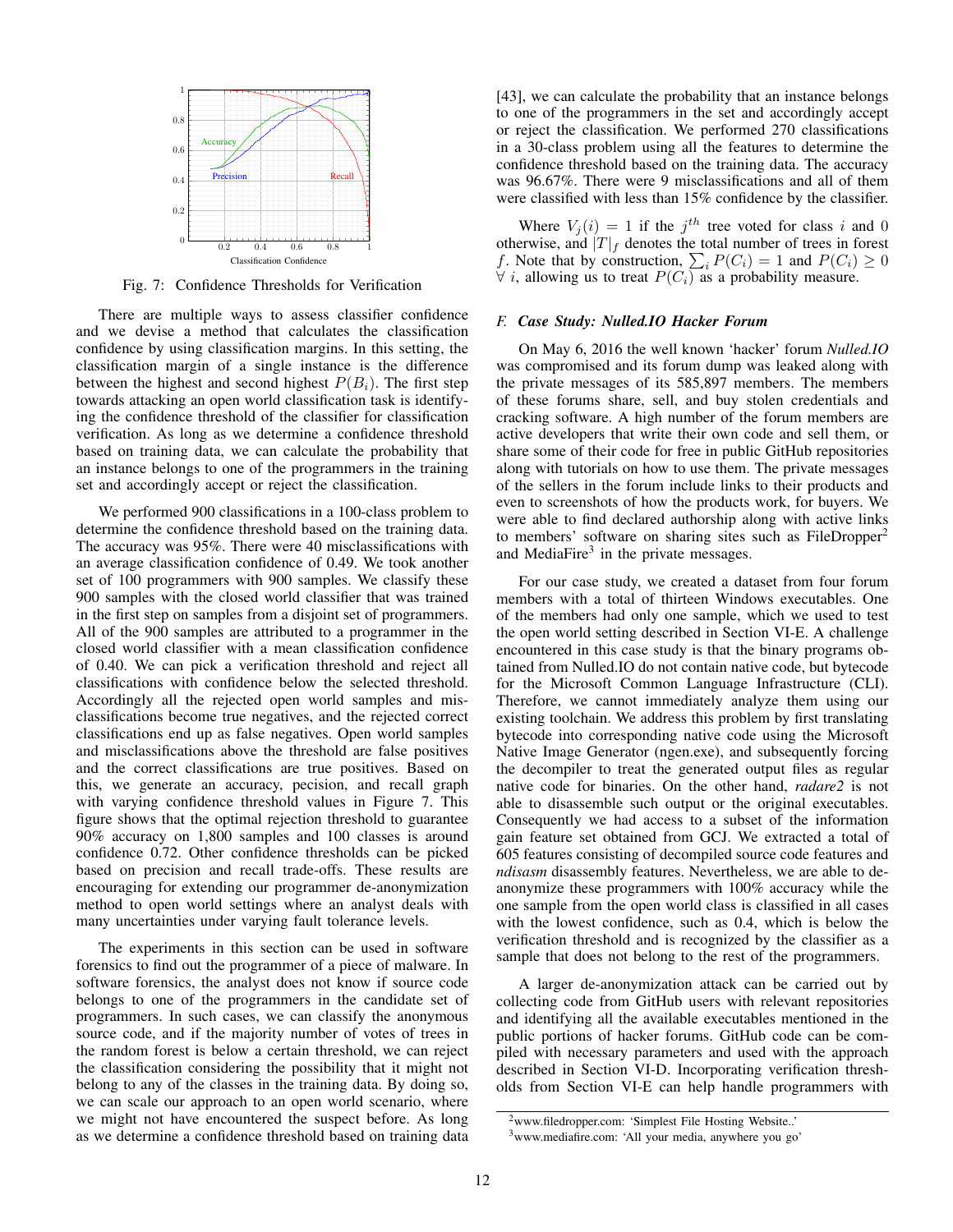Fig. 7: Confidence Thresholds for Verification

There are multiple ways to assess classifier confidence and we devise a method that calculates the classification confidence by using classification margins. In this setting, the classification margin of a single instance is the difference between the highest and second highest $P(B_i)$. The first step towards attacking an open world classification task is identifying the confidence threshold of the classifier for classification verification. As long as we determine a confidence threshold based on training data, we can calculate the probability that an instance belongs to one of the programmers in the training set and accordingly accept or reject the classification.

We performed 900 classifications in a 100-class problem to determine the confidence threshold based on the training data. The accuracy was 95%. There were 40 misclassifications with an average classification confidence of 0.49. We took another set of 100 programmers with 900 samples. We classify these 900 samples with the closed world classifier that was trained in the first step on samples from a disjoint set of programmers. All of the 900 samples are attributed to a programmer in the closed world classifier with a mean classification confidence of 0.40. We can pick a verification threshold and reject all classifications with confidence below the selected threshold. Accordingly all the rejected open world samples and misclassifications become true negatives, and the rejected correct classifications end up as false negatives. Open world samples and misclassifications above the threshold are false positives and the correct classifications are true positives. Based on this, we generate an accuracy, pecision, and recall graph with varying confidence threshold values in Figure 7. This figure shows that the optimal rejection threshold to guarantee 90% accuracy on 1,800 samples and 100 classes is around confidence 0.72. Other confidence thresholds can be picked based on precision and recall trade-offs. These results are encouraging for extending our programmer de-anonymization method to open world settings where an analyst deals with many uncertainties under varying fault tolerance levels.

The experiments in this section can be used in software forensics to find out the programmer of a piece of malware. In software forensics, the analyst does not know if source code belongs to one of the programmers in the candidate set of programmers. In such cases, we can classify the anonymous source code, and if the majority number of votes of trees in the random forest is below a certain threshold, we can reject the classification considering the possibility that it might not belong to any of the classes in the training data. By doing so, we can scale our approach to an open world scenario, where we might not have encountered the suspect before. As long as we determine a confidence threshold based on training data [43], we can calculate the probability that an instance belongs to one of the programmers in the set and accordingly accept or reject the classification. We performed 270 classifications in a 30-class problem using all the features to determine the confidence threshold based on the training data. The accuracy was 96.67%. There were 9 misclassifications and all of them were classified with less than 15% confidence by the classifier.

Where $V_j(i) = 1$ if the $j^{th}$ tree voted for class $i$ and 0 otherwise, and $|T|_f$ denotes the total number of trees in forest $f$. Note that by construction, $\sum_i P(C_i) = 1$ and $P(C_i) \geq 0$ $\forall$ $i$, allowing us to treat $P(C_i)$ as a probability measure.

### *F. Case Study: Nulled.IO Hacker Forum*

On May 6, 2016 the well known 'hacker' forum *Nulled.IO* was compromised and its forum dump was leaked along with the private messages of its 585,897 members. The members of these forums share, sell, and buy stolen credentials and cracking software. A high number of the forum members are active developers that write their own code and sell them, or share some of their code for free in public GitHub repositories along with tutorials on how to use them. The private messages of the sellers in the forum include links to their products and even to screenshots of how the products work, for buyers. We were able to find declared authorship along with active links to members' software on sharing sites such as FileDropper[2] and MediaFire[3] in the private messages.

For our case study, we created a dataset from four forum members with a total of thirteen Windows executables. One of the members had only one sample, which we used to test the open world setting described in Section VI-E. A challenge encountered in this case study is that the binary programs obtained from Nulled.IO do not contain native code, but bytecode for the Microsoft Common Language Infrastructure (CLI). Therefore, we cannot immediately analyze them using our existing toolchain. We address this problem by first translating bytecode into corresponding native code using the Microsoft Native Image Generator (ngen.exe), and subsequently forcing the decompiler to treat the generated output files as regular native code for binaries. On the other hand, *radare2* is not able to disassemble such output or the original executables. Consequently we had access to a subset of the information gain feature set obtained from GCJ. We extracted a total of 605 features consisting of decompiled source code features and *ndisasm* disassembly features. Nevertheless, we are able to de-anonymize these programmers with 100% accuracy while the one sample from the open world class is classified in all cases with the lowest confidence, such as 0.4, which is below the verification threshold and is recognized by the classifier as a sample that does not belong to the rest of the programmers.

A larger de-anonymization attack can be carried out by collecting code from GitHub users with relevant repositories and identifying all the available executables mentioned in the public portions of hacker forums. GitHub code can be compiled with necessary parameters and used with the approach described in Section VI-D. Incorporating verification thresholds from Section VI-E can help handle programmers with

[2]www.filedropper.com: 'Simplest File Hosting Website..'

[3]www.mediafire.com: 'All your media, anywhere you go'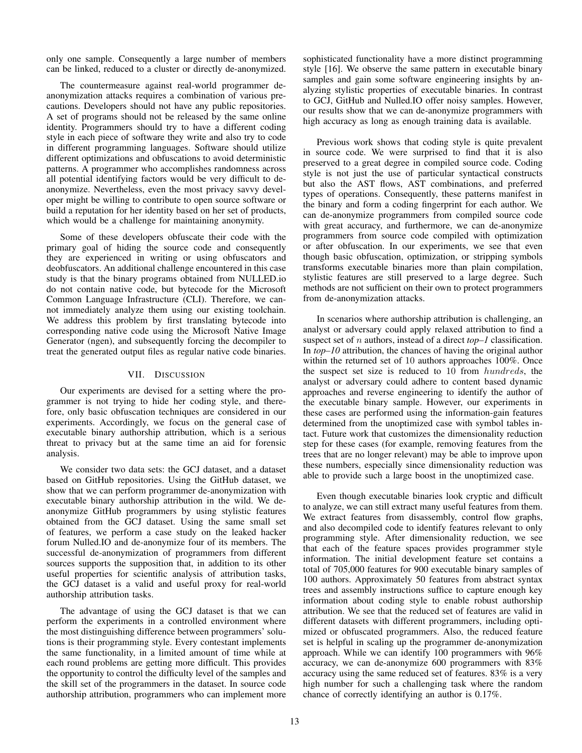only one sample. Consequently a large number of members can be linked, reduced to a cluster or directly de-anonymized.

The countermeasure against real-world programmer de-anonymization attacks requires a combination of various precautions. Developers should not have any public repositories. A set of programs should not be released by the same online identity. Programmers should try to have a different coding style in each piece of software they write and also try to code in different programming languages. Software should utilize different optimizations and obfuscations to avoid deterministic patterns. A programmer who accomplishes randomness across all potential identifying factors would be very difficult to de-anonymize. Nevertheless, even the most privacy savvy developer might be willing to contribute to open source software or build a reputation for her identity based on her set of products, which would be a challenge for maintaining anonymity.

Some of these developers obfuscate their code with the primary goal of hiding the source code and consequently they are experienced in writing or using obfuscators and deobfuscators. An additional challenge encountered in this case study is that the binary programs obtained from NULLED.io do not contain native code, but bytecode for the Microsoft Common Language Infrastructure (CLI). Therefore, we cannot immediately analyze them using our existing toolchain. We address this problem by first translating bytecode into corresponding native code using the Microsoft Native Image Generator (ngen), and subsequently forcing the decompiler to treat the generated output files as regular native code binaries.

## VII. Discussion

Our experiments are devised for a setting where the programmer is not trying to hide her coding style, and therefore, only basic obfuscation techniques are considered in our experiments. Accordingly, we focus on the general case of executable binary authorship attribution, which is a serious threat to privacy but at the same time an aid for forensic analysis.

We consider two data sets: the GCJ dataset, and a dataset based on GitHub repositories. Using the GitHub dataset, we show that we can perform programmer de-anonymization with executable binary authorship attribution in the wild. We de-anonymize GitHub programmers by using stylistic features obtained from the GCJ dataset. Using the same small set of features, we perform a case study on the leaked hacker forum Nulled.IO and de-anonymize four of its members. The successful de-anonymization of programmers from different sources supports the supposition that, in addition to its other useful properties for scientific analysis of attribution tasks, the GCJ dataset is a valid and useful proxy for real-world authorship attribution tasks.

The advantage of using the GCJ dataset is that we can perform the experiments in a controlled environment where the most distinguishing difference between programmers' solutions is their programming style. Every contestant implements the same functionality, in a limited amount of time while at each round problems are getting more difficult. This provides the opportunity to control the difficulty level of the samples and the skill set of the programmers in the dataset. In source code authorship attribution, programmers who can implement more sophisticated functionality have a more distinct programming style [16]. We observe the same pattern in executable binary samples and gain some software engineering insights by analyzing stylistic properties of executable binaries. In contrast to GCJ, GitHub and Nulled.IO offer noisy samples. However, our results show that we can de-anonymize programmers with high accuracy as long as enough training data is available.

Previous work shows that coding style is quite prevalent in source code. We were surprised to find that it is also preserved to a great degree in compiled source code. Coding style is not just the use of particular syntactical constructs but also the AST flows, AST combinations, and preferred types of operations. Consequently, these patterns manifest in the binary and form a coding fingerprint for each author. We can de-anonymize programmers from compiled source code with great accuracy, and furthermore, we can de-anonymize programmers from source code compiled with optimization or after obfuscation. In our experiments, we see that even though basic obfuscation, optimization, or stripping symbols transforms executable binaries more than plain compilation, stylistic features are still preserved to a large degree. Such methods are not sufficient on their own to protect programmers from de-anonymization attacks.

In scenarios where authorship attribution is challenging, an analyst or adversary could apply relaxed attribution to find a suspect set of $n$ authors, instead of a direct *top–1* classification. In *top–10* attribution, the chances of having the original author within the returned set of 10 authors approaches 100%. Once the suspect set size is reduced to 10 from $hundreds$, the analyst or adversary could adhere to content based dynamic approaches and reverse engineering to identify the author of the executable binary sample. However, our experiments in these cases are performed using the information-gain features determined from the unoptimized case with symbol tables intact. Future work that customizes the dimensionality reduction step for these cases (for example, removing features from the trees that are no longer relevant) may be able to improve upon these numbers, especially since dimensionality reduction was able to provide such a large boost in the unoptimized case.

Even though executable binaries look cryptic and difficult to analyze, we can still extract many useful features from them. We extract features from disassembly, control flow graphs, and also decompiled code to identify features relevant to only programming style. After dimensionality reduction, we see that each of the feature spaces provides programmer style information. The initial development feature set contains a total of 705,000 features for 900 executable binary samples of 100 authors. Approximately 50 features from abstract syntax trees and assembly instructions suffice to capture enough key information about coding style to enable robust authorship attribution. We see that the reduced set of features are valid in different datasets with different programmers, including optimized or obfuscated programmers. Also, the reduced feature set is helpful in scaling up the programmer de-anonymization approach. While we can identify 100 programmers with 96% accuracy, we can de-anonymize 600 programmers with 83% accuracy using the same reduced set of features. 83% is a very high number for such a challenging task where the random chance of correctly identifying an author is 0.17%.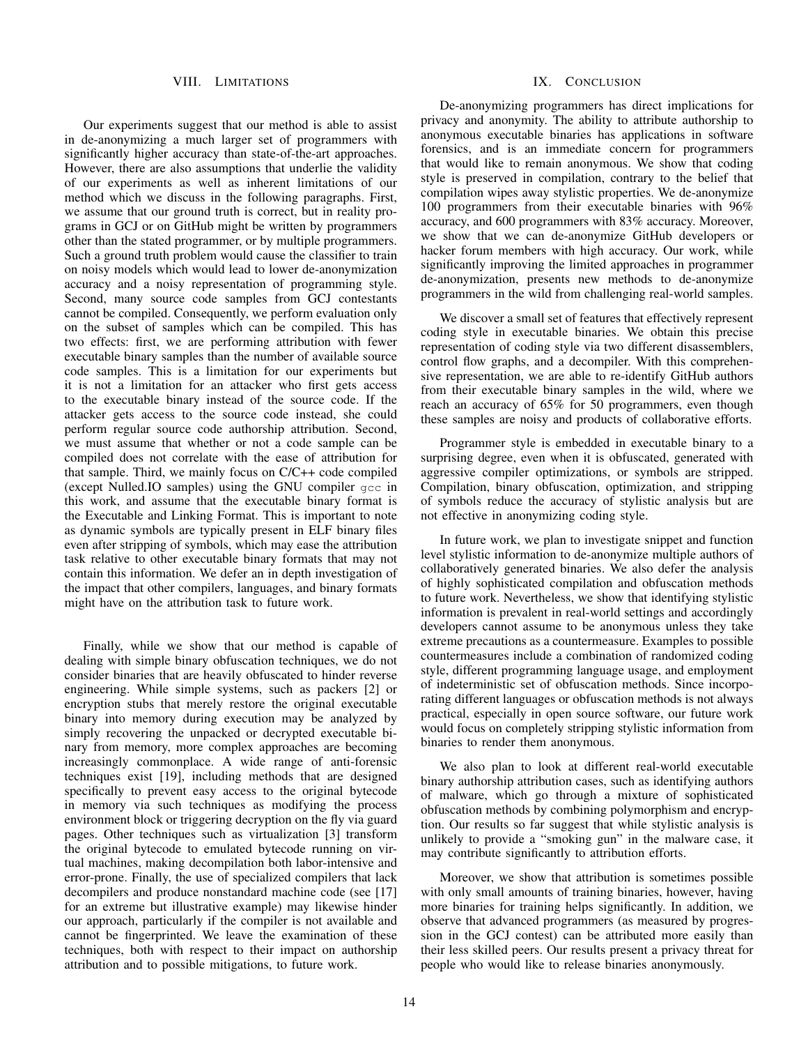## VIII. LIMITATIONS

Our experiments suggest that our method is able to assist in de-anonymizing a much larger set of programmers with significantly higher accuracy than state-of-the-art approaches. However, there are also assumptions that underlie the validity of our experiments as well as inherent limitations of our method which we discuss in the following paragraphs. First, we assume that our ground truth is correct, but in reality programs in GCJ or on GitHub might be written by programmers other than the stated programmer, or by multiple programmers. Such a ground truth problem would cause the classifier to train on noisy models which would lead to lower de-anonymization accuracy and a noisy representation of programming style. Second, many source code samples from GCJ contestants cannot be compiled. Consequently, we perform evaluation only on the subset of samples which can be compiled. This has two effects: first, we are performing attribution with fewer executable binary samples than the number of available source code samples. This is a limitation for our experiments but it is not a limitation for an attacker who first gets access to the executable binary instead of the source code. If the attacker gets access to the source code instead, she could perform regular source code authorship attribution. Second, we must assume that whether or not a code sample can be compiled does not correlate with the ease of attribution for that sample. Third, we mainly focus on C/C++ code compiled (except Nulled.IO samples) using the GNU compiler `gcc` in this work, and assume that the executable binary format is the Executable and Linking Format. This is important to note as dynamic symbols are typically present in ELF binary files even after stripping of symbols, which may ease the attribution task relative to other executable binary formats that may not contain this information. We defer an in depth investigation of the impact that other compilers, languages, and binary formats might have on the attribution task to future work.

Finally, while we show that our method is capable of dealing with simple binary obfuscation techniques, we do not consider binaries that are heavily obfuscated to hinder reverse engineering. While simple systems, such as packers [2] or encryption stubs that merely restore the original executable binary into memory during execution may be analyzed by simply recovering the unpacked or decrypted executable binary from memory, more complex approaches are becoming increasingly commonplace. A wide range of anti-forensic techniques exist [19], including methods that are designed specifically to prevent easy access to the original bytecode in memory via such techniques as modifying the process environment block or triggering decryption on the fly via guard pages. Other techniques such as virtualization [3] transform the original bytecode to emulated bytecode running on virtual machines, making decompilation both labor-intensive and error-prone. Finally, the use of specialized compilers that lack decompilers and produce nonstandard machine code (see [17] for an extreme but illustrative example) may likewise hinder our approach, particularly if the compiler is not available and cannot be fingerprinted. We leave the examination of these techniques, both with respect to their impact on authorship attribution and to possible mitigations, to future work.

## IX. CONCLUSION

De-anonymizing programmers has direct implications for privacy and anonymity. The ability to attribute authorship to anonymous executable binaries has applications in software forensics, and is an immediate concern for programmers that would like to remain anonymous. We show that coding style is preserved in compilation, contrary to the belief that compilation wipes away stylistic properties. We de-anonymize 100 programmers from their executable binaries with 96% accuracy, and 600 programmers with 83% accuracy. Moreover, we show that we can de-anonymize GitHub developers or hacker forum members with high accuracy. Our work, while significantly improving the limited approaches in programmer de-anonymization, presents new methods to de-anonymize programmers in the wild from challenging real-world samples.

We discover a small set of features that effectively represent coding style in executable binaries. We obtain this precise representation of coding style via two different disassemblers, control flow graphs, and a decompiler. With this comprehensive representation, we are able to re-identify GitHub authors from their executable binary samples in the wild, where we reach an accuracy of 65% for 50 programmers, even though these samples are noisy and products of collaborative efforts.

Programmer style is embedded in executable binary to a surprising degree, even when it is obfuscated, generated with aggressive compiler optimizations, or symbols are stripped. Compilation, binary obfuscation, optimization, and stripping of symbols reduce the accuracy of stylistic analysis but are not effective in anonymizing coding style.

In future work, we plan to investigate snippet and function level stylistic information to de-anonymize multiple authors of collaboratively generated binaries. We also defer the analysis of highly sophisticated compilation and obfuscation methods to future work. Nevertheless, we show that identifying stylistic information is prevalent in real-world settings and accordingly developers cannot assume to be anonymous unless they take extreme precautions as a countermeasure. Examples to possible countermeasures include a combination of randomized coding style, different programming language usage, and employment of indeterministic set of obfuscation methods. Since incorporating different languages or obfuscation methods is not always practical, especially in open source software, our future work would focus on completely stripping stylistic information from binaries to render them anonymous.

We also plan to look at different real-world executable binary authorship attribution cases, such as identifying authors of malware, which go through a mixture of sophisticated obfuscation methods by combining polymorphism and encryption. Our results so far suggest that while stylistic analysis is unlikely to provide a "smoking gun" in the malware case, it may contribute significantly to attribution efforts.

Moreover, we show that attribution is sometimes possible with only small amounts of training binaries, however, having more binaries for training helps significantly. In addition, we observe that advanced programmers (as measured by progression in the GCJ contest) can be attributed more easily than their less skilled peers. Our results present a privacy threat for people who would like to release binaries anonymously.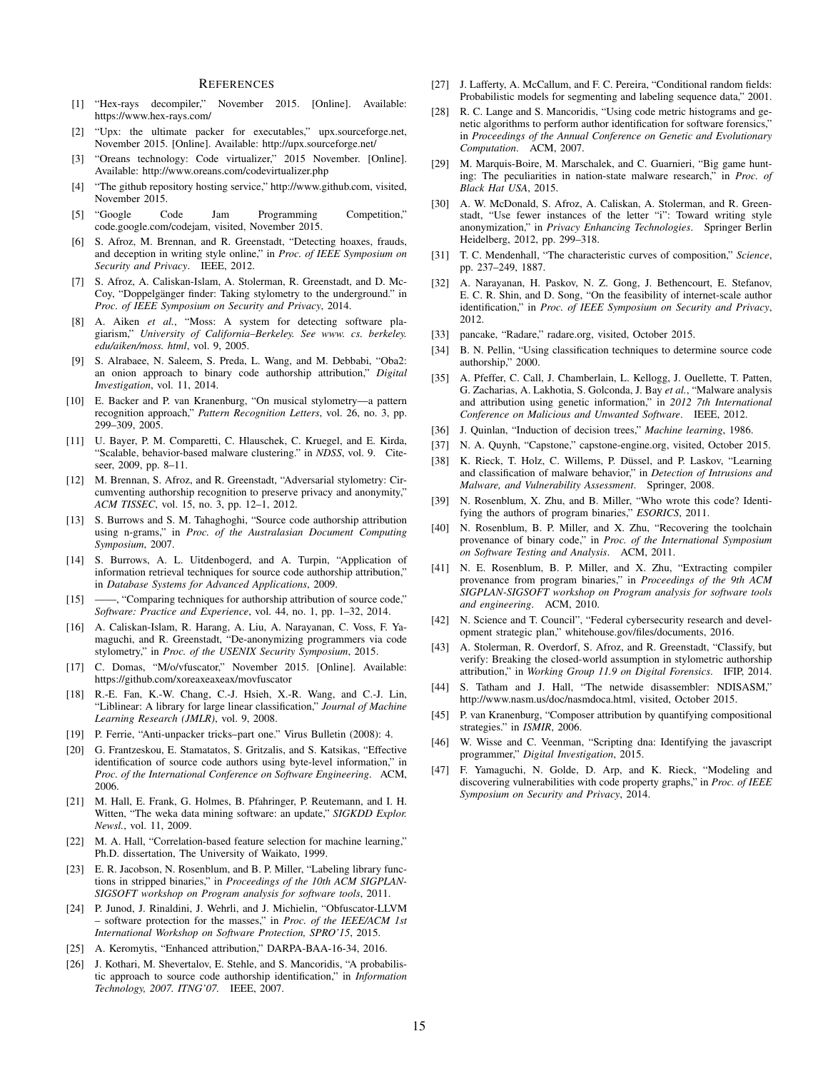# References

[1] "Hex-rays decompiler," November 2015. [Online]. Available: https://www.hex-rays.com/

[2] "Upx: the ultimate packer for executables," upx.sourceforge.net, November 2015. [Online]. Available: http://upx.sourceforge.net/

[3] "Oreans technology: Code virtualizer," 2015 November. [Online]. Available: http://www.oreans.com/codevirtualizer.php

[4] "The github repository hosting service," http://www.github.com, visited, November 2015.

[5] "Google Code Jam Programming Competition," code.google.com/codejam, visited, November 2015.

[6] S. Afroz, M. Brennan, and R. Greenstadt, "Detecting hoaxes, frauds, and deception in writing style online," in *Proc. of IEEE Symposium on Security and Privacy*. IEEE, 2012.

[7] S. Afroz, A. Caliskan-Islam, A. Stolerman, R. Greenstadt, and D. McCoy, "Doppelgänger finder: Taking stylometry to the underground." in *Proc. of IEEE Symposium on Security and Privacy*, 2014.

[8] A. Aiken *et al.*, "Moss: A system for detecting software plagiarism," *University of California–Berkeley. See www. cs. berkeley. edu/aiken/moss. html*, vol. 9, 2005.

[9] S. Alrabaee, N. Saleem, S. Preda, L. Wang, and M. Debbabi, "Oba2: an onion approach to binary code authorship attribution," *Digital Investigation*, vol. 11, 2014.

[10] E. Backer and P. van Kranenburg, "On musical stylometry—a pattern recognition approach," *Pattern Recognition Letters*, vol. 26, no. 3, pp. 299–309, 2005.

[11] U. Bayer, P. M. Comparetti, C. Hlauschek, C. Kruegel, and E. Kirda, "Scalable, behavior-based malware clustering." in *NDSS*, vol. 9. Citeseer, 2009, pp. 8–11.

[12] M. Brennan, S. Afroz, and R. Greenstadt, "Adversarial stylometry: Circumventing authorship recognition to preserve privacy and anonymity," *ACM TISSEC*, vol. 15, no. 3, pp. 12–1, 2012.

[13] S. Burrows and S. M. Tahaghoghi, "Source code authorship attribution using n-grams," in *Proc. of the Australasian Document Computing Symposium*, 2007.

[14] S. Burrows, A. L. Uitdenbogerd, and A. Turpin, "Application of information retrieval techniques for source code authorship attribution," in *Database Systems for Advanced Applications*, 2009.

[15] ——, "Comparing techniques for authorship attribution of source code," *Software: Practice and Experience*, vol. 44, no. 1, pp. 1–32, 2014.

[16] A. Caliskan-Islam, R. Harang, A. Liu, A. Narayanan, C. Voss, F. Yamaguchi, and R. Greenstadt, "De-anonymizing programmers via code stylometry," in *Proc. of the USENIX Security Symposium*, 2015.

[17] C. Domas, "M/o/vfuscator," November 2015. [Online]. Available: https://github.com/xoreaxeaxeax/movfuscator

[18] R.-E. Fan, K.-W. Chang, C.-J. Hsieh, X.-R. Wang, and C.-J. Lin, "Liblinear: A library for large linear classification," *Journal of Machine Learning Research (JMLR)*, vol. 9, 2008.

[19] P. Ferrie, "Anti-unpacker tricks–part one." Virus Bulletin (2008): 4.

[20] G. Frantzeskou, E. Stamatatos, S. Gritzalis, and S. Katsikas, "Effective identification of source code authors using byte-level information," in *Proc. of the International Conference on Software Engineering*. ACM, 2006.

[21] M. Hall, E. Frank, G. Holmes, B. Pfahringer, P. Reutemann, and I. H. Witten, "The weka data mining software: an update," *SIGKDD Explor. Newsl.*, vol. 11, 2009.

[22] M. A. Hall, "Correlation-based feature selection for machine learning," Ph.D. dissertation, The University of Waikato, 1999.

[23] E. R. Jacobson, N. Rosenblum, and B. P. Miller, "Labeling library functions in stripped binaries," in *Proceedings of the 10th ACM SIGPLAN-SIGSOFT workshop on Program analysis for software tools*, 2011.

[24] P. Junod, J. Rinaldini, J. Wehrli, and J. Michielin, "Obfuscator-LLVM – software protection for the masses," in *Proc. of the IEEE/ACM 1st International Workshop on Software Protection, SPRO'15*, 2015.

[25] A. Keromytis, "Enhanced attribution," DARPA-BAA-16-34, 2016.

[26] J. Kothari, M. Shevertalov, E. Stehle, and S. Mancoridis, "A probabilistic approach to source code authorship identification," in *Information Technology, 2007. ITNG'07*. IEEE, 2007.

[27] J. Lafferty, A. McCallum, and F. C. Pereira, "Conditional random fields: Probabilistic models for segmenting and labeling sequence data," 2001.

[28] R. C. Lange and S. Mancoridis, "Using code metric histograms and genetic algorithms to perform author identification for software forensics," in *Proceedings of the Annual Conference on Genetic and Evolutionary Computation*. ACM, 2007.

[29] M. Marquis-Boire, M. Marschalek, and C. Guarnieri, "Big game hunting: The peculiarities in nation-state malware research," in *Proc. of Black Hat USA*, 2015.

[30] A. W. McDonald, S. Afroz, A. Caliskan, A. Stolerman, and R. Greenstadt, "Use fewer instances of the letter "i": Toward writing style anonymization," in *Privacy Enhancing Technologies*. Springer Berlin Heidelberg, 2012, pp. 299–318.

[31] T. C. Mendenhall, "The characteristic curves of composition," *Science*, pp. 237–249, 1887.

[32] A. Narayanan, H. Paskov, N. Z. Gong, J. Bethencourt, E. Stefanov, E. C. R. Shin, and D. Song, "On the feasibility of internet-scale author identification," in *Proc. of IEEE Symposium on Security and Privacy*, 2012.

[33] pancake, "Radare," radare.org, visited, October 2015.

[34] B. N. Pellin, "Using classification techniques to determine source code authorship," 2000.

[35] A. Pfeffer, C. Call, J. Chamberlain, L. Kellogg, J. Ouellette, T. Patten, G. Zacharias, A. Lakhotia, S. Golconda, J. Bay *et al.*, "Malware analysis and attribution using genetic information," in *2012 7th International Conference on Malicious and Unwanted Software*. IEEE, 2012.

[36] J. Quinlan, "Induction of decision trees," *Machine learning*, 1986.

[37] N. A. Quynh, "Capstone," capstone-engine.org, visited, October 2015.

[38] K. Rieck, T. Holz, C. Willems, P. Düssel, and P. Laskov, "Learning and classification of malware behavior," in *Detection of Intrusions and Malware, and Vulnerability Assessment*. Springer, 2008.

[39] N. Rosenblum, X. Zhu, and B. Miller, "Who wrote this code? Identifying the authors of program binaries," *ESORICS*, 2011.

[40] N. Rosenblum, B. P. Miller, and X. Zhu, "Recovering the toolchain provenance of binary code," in *Proc. of the International Symposium on Software Testing and Analysis*. ACM, 2011.

[41] N. E. Rosenblum, B. P. Miller, and X. Zhu, "Extracting compiler provenance from program binaries," in *Proceedings of the 9th ACM SIGPLAN-SIGSOFT workshop on Program analysis for software tools and engineering*. ACM, 2010.

[42] N. Science and T. Council", "Federal cybersecurity research and development strategic plan," whitehouse.gov/files/documents, 2016.

[43] A. Stolerman, R. Overdorf, S. Afroz, and R. Greenstadt, "Classify, but verify: Breaking the closed-world assumption in stylometric authorship attribution," in *Working Group 11.9 on Digital Forensics*. IFIP, 2014.

[44] S. Tatham and J. Hall, "The netwide disassembler: NDISASM," http://www.nasm.us/doc/nasmdoca.html, visited, October 2015.

[45] P. van Kranenburg, "Composer attribution by quantifying compositional strategies." in *ISMIR*, 2006.

[46] W. Wisse and C. Veenman, "Scripting dna: Identifying the javascript programmer," *Digital Investigation*, 2015.

[47] F. Yamaguchi, N. Golde, D. Arp, and K. Rieck, "Modeling and discovering vulnerabilities with code property graphs," in *Proc. of IEEE Symposium on Security and Privacy*, 2014.